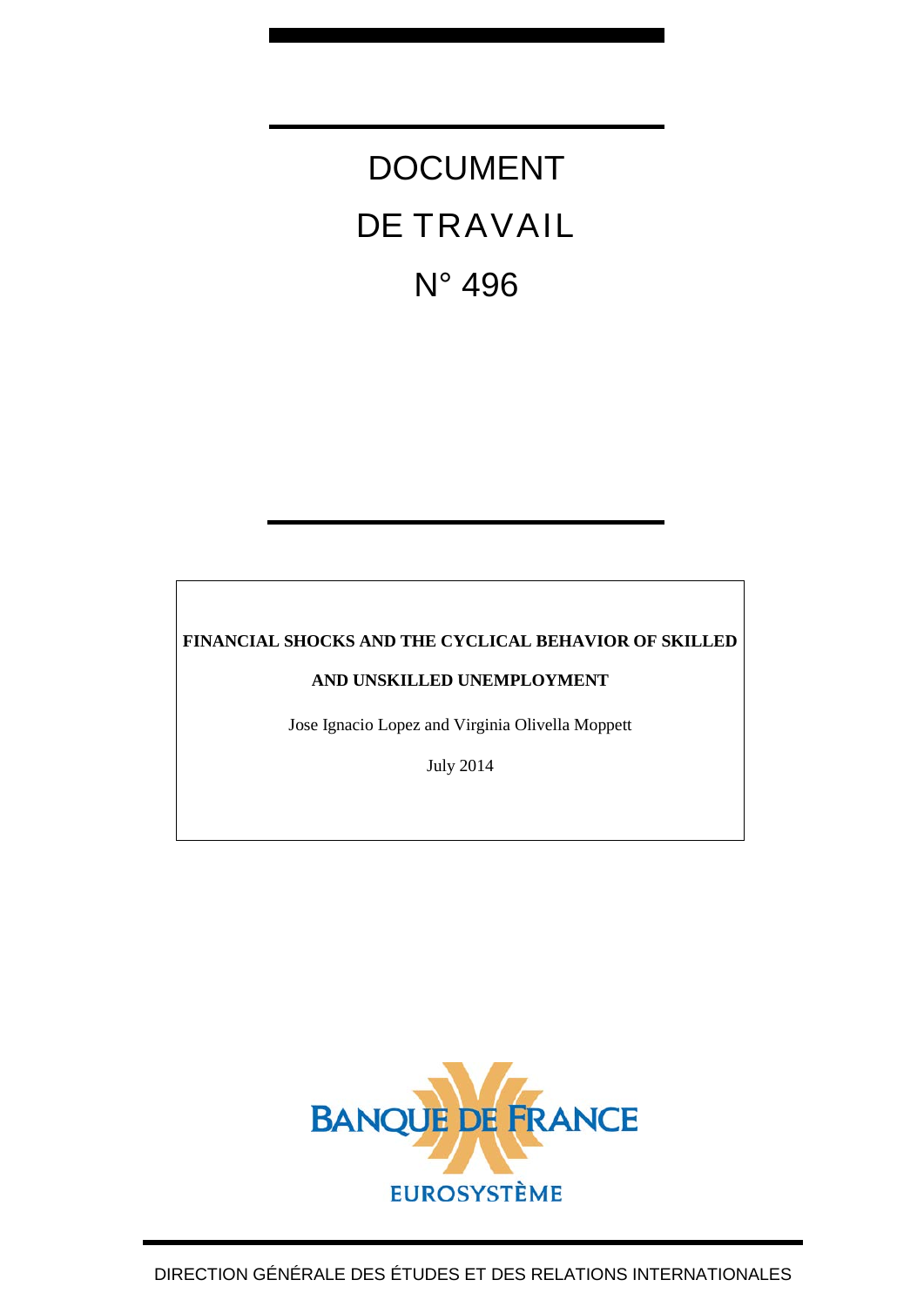# DOCUMENT DE TRAVAIL

# N° 496

**FINANCIAL SHOCKS AND THE CYCLICAL BEHAVIOR OF SKILLED AND UNSKILLED UNEMPLOYMENT**

Jose Ignacio Lopez and Virginia Olivella Moppett

July 2014

BANQUE DE FRANCE

EUROSYSTÈME

DIRECTION GÉNÉRALE DES ÉTUDES ET DES RELATIONS INTERNATIONALES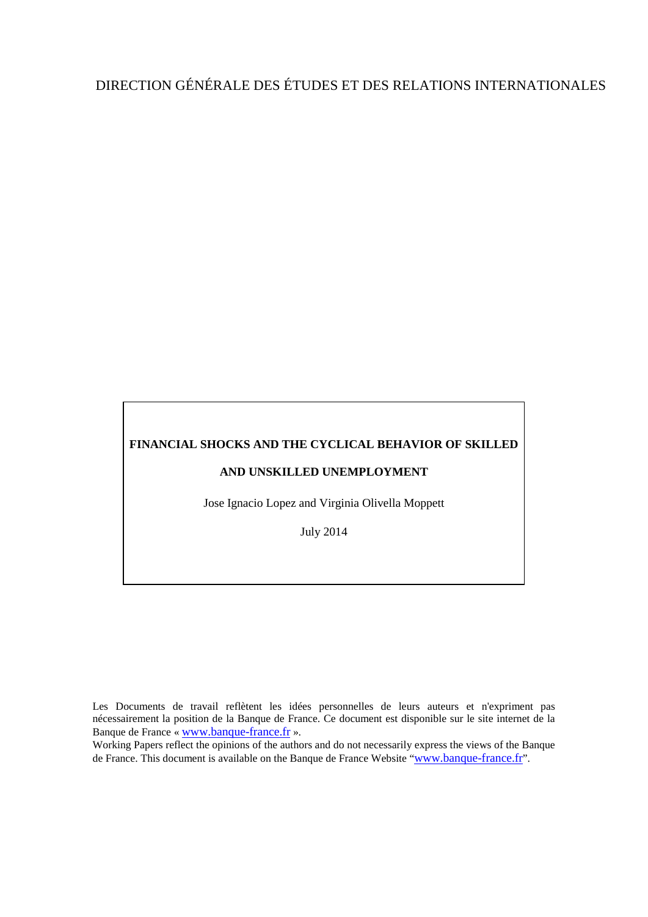DIRECTION GÉNÉRALE DES ÉTUDES ET DES RELATIONS INTERNATIONALES

**FINANCIAL SHOCKS AND THE CYCLICAL BEHAVIOR OF SKILLED AND UNSKILLED UNEMPLOYMENT**

Jose Ignacio Lopez and Virginia Olivella Moppett

July 2014

Les Documents de travail reflètent les idées personnelles de leurs auteurs et n'expriment pas nécessairement la position de la Banque de France. Ce document est disponible sur le site internet de la Banque de France « www.banque-france.fr ».

Working Papers reflect the opinions of the authors and do not necessarily express the views of the Banque de France. This document is available on the Banque de France Website "www.banque-france.fr".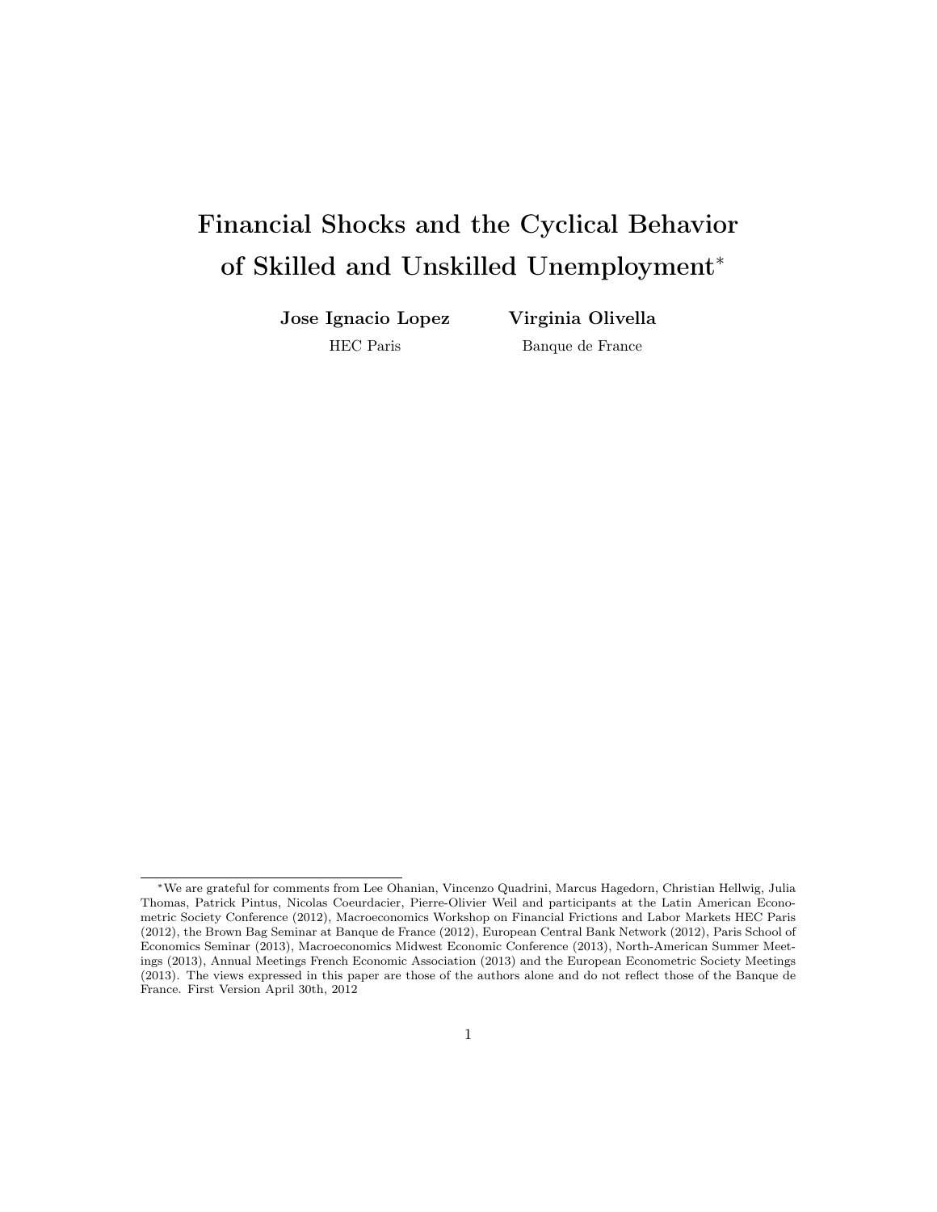# Financial Shocks and the Cyclical Behavior of Skilled and Unskilled Unemployment*

**Jose Ignacio Lopez**
HEC Paris

**Virginia Olivella**
Banque de France

*We are grateful for comments from Lee Ohanian, Vincenzo Quadrini, Marcus Hagedorn, Christian Hellwig, Julia Thomas, Patrick Pintus, Nicolas Coeurdacier, Pierre-Olivier Weil and participants at the Latin American Econometric Society Conference (2012), Macroeconomics Workshop on Financial Frictions and Labor Markets HEC Paris (2012), the Brown Bag Seminar at Banque de France (2012), European Central Bank Network (2012), Paris School of Economics Seminar (2013), Macroeconomics Midwest Economic Conference (2013), North-American Summer Meetings (2013), Annual Meetings French Economic Association (2013) and the European Econometric Society Meetings (2013). The views expressed in this paper are those of the authors alone and do not reflect those of the Banque de France. First Version April 30th, 2012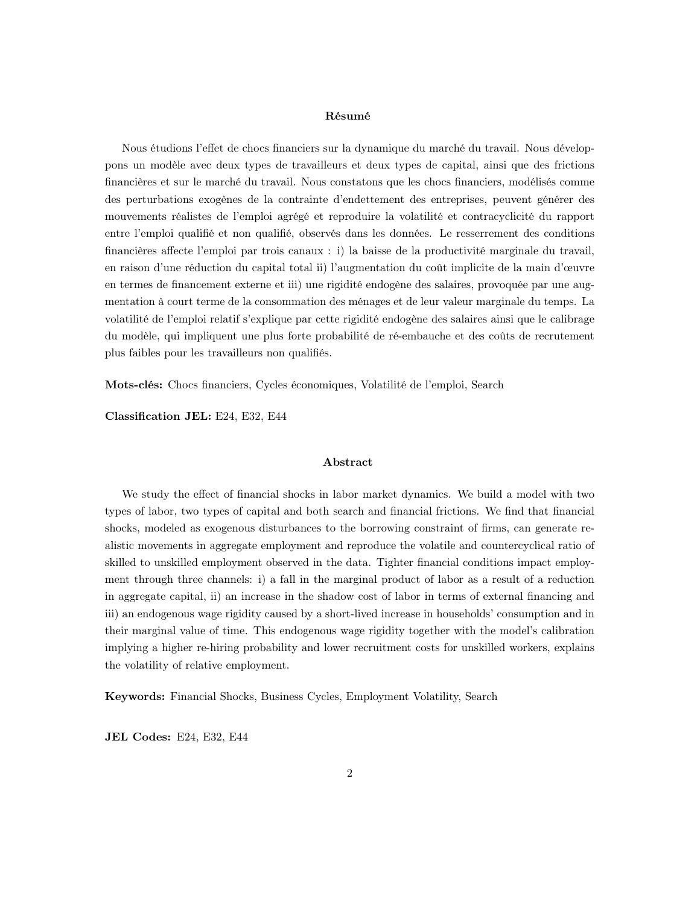**Résumé**

Nous étudions l'effet de chocs financiers sur la dynamique du marché du travail. Nous développons un modèle avec deux types de travailleurs et deux types de capital, ainsi que des frictions financières et sur le marché du travail. Nous constatons que les chocs financiers, modélisés comme des perturbations exogènes de la contrainte d'endettement des entreprises, peuvent générer des mouvements réalistes de l'emploi agrégé et reproduire la volatilité et contracyclicité du rapport entre l'emploi qualifié et non qualifié, observés dans les données. Le resserrement des conditions financières affecte l'emploi par trois canaux : i) la baisse de la productivité marginale du travail, en raison d'une réduction du capital total ii) l'augmentation du coût implicite de la main d'œuvre en termes de financement externe et iii) une rigidité endogène des salaires, provoquée par une augmentation à court terme de la consommation des ménages et de leur valeur marginale du temps. La volatilité de l'emploi relatif s'explique par cette rigidité endogène des salaires ainsi que le calibrage du modèle, qui impliquent une plus forte probabilité de ré-embauche et des coûts de recrutement plus faibles pour les travailleurs non qualifiés.

**Mots-clés:** Chocs financiers, Cycles économiques, Volatilité de l'emploi, Search

**Classification JEL:** E24, E32, E44

**Abstract**

We study the effect of financial shocks in labor market dynamics. We build a model with two types of labor, two types of capital and both search and financial frictions. We find that financial shocks, modeled as exogenous disturbances to the borrowing constraint of firms, can generate realistic movements in aggregate employment and reproduce the volatile and countercyclical ratio of skilled to unskilled employment observed in the data. Tighter financial conditions impact employment through three channels: i) a fall in the marginal product of labor as a result of a reduction in aggregate capital, ii) an increase in the shadow cost of labor in terms of external financing and iii) an endogenous wage rigidity caused by a short-lived increase in households' consumption and in their marginal value of time. This endogenous wage rigidity together with the model's calibration implying a higher re-hiring probability and lower recruitment costs for unskilled workers, explains the volatility of relative employment.

**Keywords:** Financial Shocks, Business Cycles, Employment Volatility, Search

**JEL Codes:** E24, E32, E44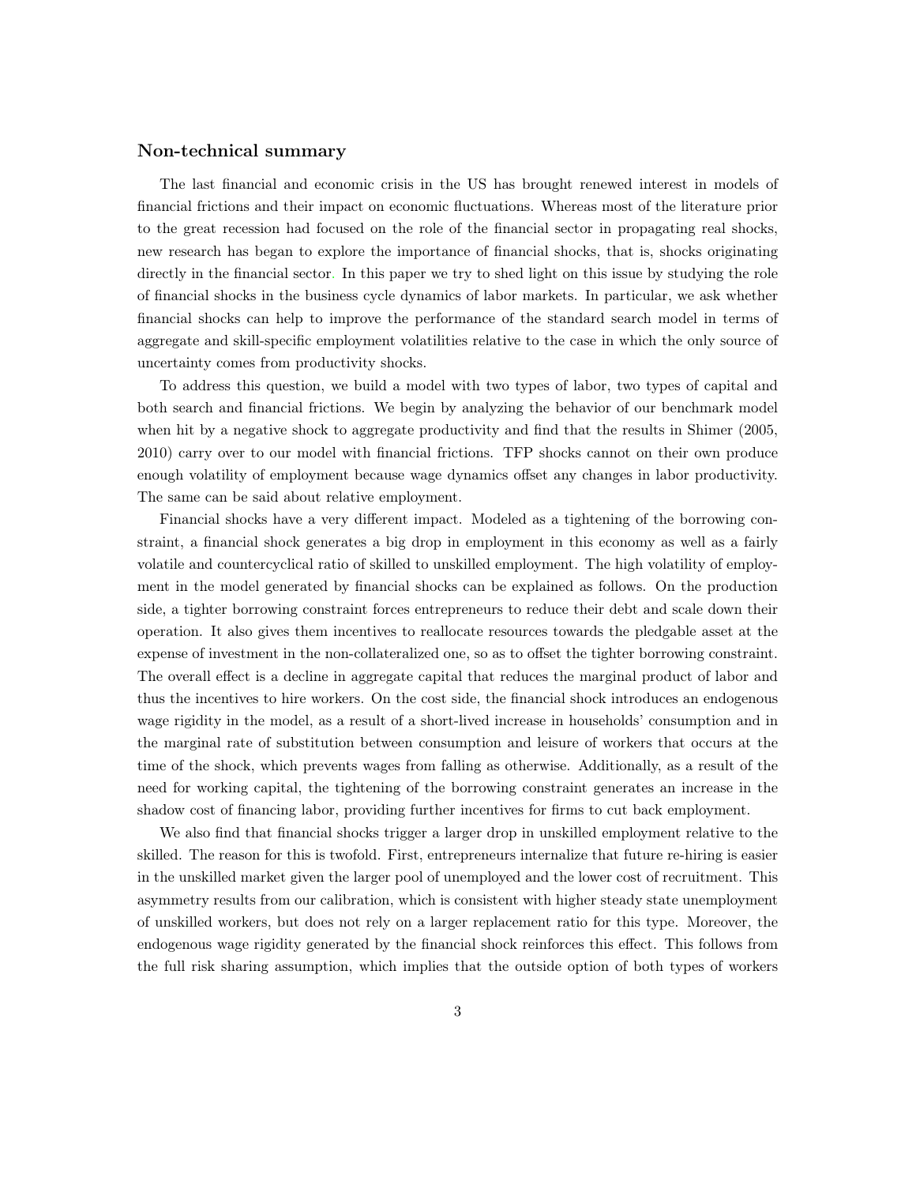## Non-technical summary

The last financial and economic crisis in the US has brought renewed interest in models of financial frictions and their impact on economic fluctuations. Whereas most of the literature prior to the great recession had focused on the role of the financial sector in propagating real shocks, new research has began to explore the importance of financial shocks, that is, shocks originating directly in the financial sector. In this paper we try to shed light on this issue by studying the role of financial shocks in the business cycle dynamics of labor markets. In particular, we ask whether financial shocks can help to improve the performance of the standard search model in terms of aggregate and skill-specific employment volatilities relative to the case in which the only source of uncertainty comes from productivity shocks.

To address this question, we build a model with two types of labor, two types of capital and both search and financial frictions. We begin by analyzing the behavior of our benchmark model when hit by a negative shock to aggregate productivity and find that the results in Shimer (2005, 2010) carry over to our model with financial frictions. TFP shocks cannot on their own produce enough volatility of employment because wage dynamics offset any changes in labor productivity. The same can be said about relative employment.

Financial shocks have a very different impact. Modeled as a tightening of the borrowing constraint, a financial shock generates a big drop in employment in this economy as well as a fairly volatile and countercyclical ratio of skilled to unskilled employment. The high volatility of employment in the model generated by financial shocks can be explained as follows. On the production side, a tighter borrowing constraint forces entrepreneurs to reduce their debt and scale down their operation. It also gives them incentives to reallocate resources towards the pledgable asset at the expense of investment in the non-collateralized one, so as to offset the tighter borrowing constraint. The overall effect is a decline in aggregate capital that reduces the marginal product of labor and thus the incentives to hire workers. On the cost side, the financial shock introduces an endogenous wage rigidity in the model, as a result of a short-lived increase in households' consumption and in the marginal rate of substitution between consumption and leisure of workers that occurs at the time of the shock, which prevents wages from falling as otherwise. Additionally, as a result of the need for working capital, the tightening of the borrowing constraint generates an increase in the shadow cost of financing labor, providing further incentives for firms to cut back employment.

We also find that financial shocks trigger a larger drop in unskilled employment relative to the skilled. The reason for this is twofold. First, entrepreneurs internalize that future re-hiring is easier in the unskilled market given the larger pool of unemployed and the lower cost of recruitment. This asymmetry results from our calibration, which is consistent with higher steady state unemployment of unskilled workers, but does not rely on a larger replacement ratio for this type. Moreover, the endogenous wage rigidity generated by the financial shock reinforces this effect. This follows from the full risk sharing assumption, which implies that the outside option of both types of workers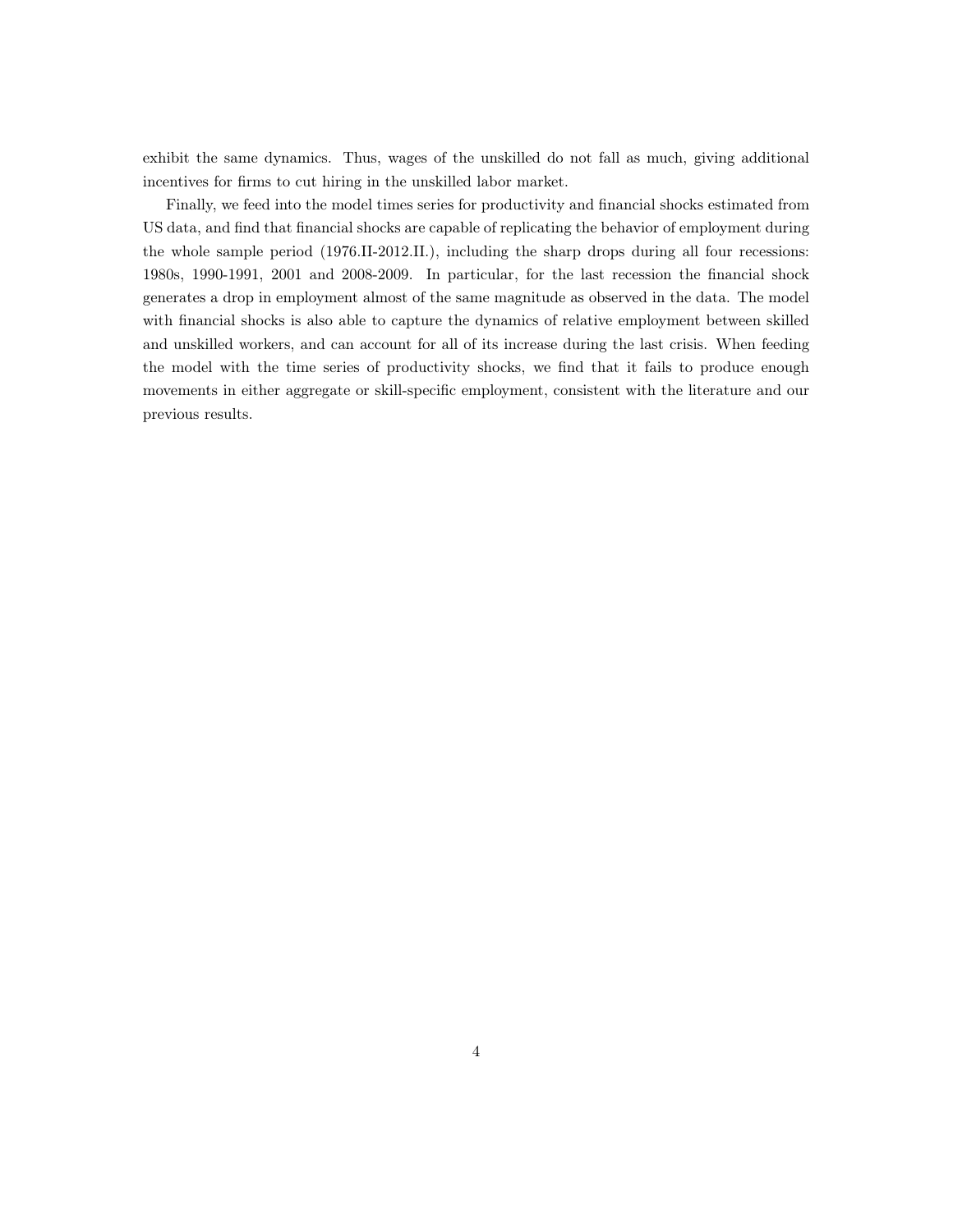exhibit the same dynamics. Thus, wages of the unskilled do not fall as much, giving additional incentives for firms to cut hiring in the unskilled labor market.

Finally, we feed into the model times series for productivity and financial shocks estimated from US data, and find that financial shocks are capable of replicating the behavior of employment during the whole sample period (1976.II-2012.II.), including the sharp drops during all four recessions: 1980s, 1990-1991, 2001 and 2008-2009. In particular, for the last recession the financial shock generates a drop in employment almost of the same magnitude as observed in the data. The model with financial shocks is also able to capture the dynamics of relative employment between skilled and unskilled workers, and can account for all of its increase during the last crisis. When feeding the model with the time series of productivity shocks, we find that it fails to produce enough movements in either aggregate or skill-specific employment, consistent with the literature and our previous results.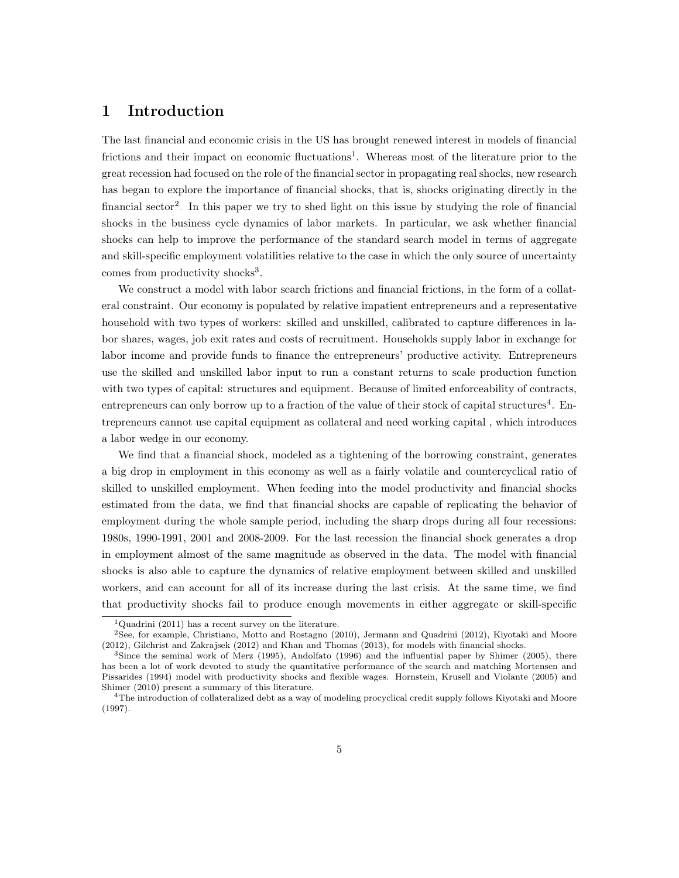# 1 Introduction

The last financial and economic crisis in the US has brought renewed interest in models of financial frictions and their impact on economic fluctuations[1]. Whereas most of the literature prior to the great recession had focused on the role of the financial sector in propagating real shocks, new research has began to explore the importance of financial shocks, that is, shocks originating directly in the financial sector[2]. In this paper we try to shed light on this issue by studying the role of financial shocks in the business cycle dynamics of labor markets. In particular, we ask whether financial shocks can help to improve the performance of the standard search model in terms of aggregate and skill-specific employment volatilities relative to the case in which the only source of uncertainty comes from productivity shocks[3].

We construct a model with labor search frictions and financial frictions, in the form of a collateral constraint. Our economy is populated by relative impatient entrepreneurs and a representative household with two types of workers: skilled and unskilled, calibrated to capture differences in labor shares, wages, job exit rates and costs of recruitment. Households supply labor in exchange for labor income and provide funds to finance the entrepreneurs' productive activity. Entrepreneurs use the skilled and unskilled labor input to run a constant returns to scale production function with two types of capital: structures and equipment. Because of limited enforceability of contracts, entrepreneurs can only borrow up to a fraction of the value of their stock of capital structures[4]. Entrepreneurs cannot use capital equipment as collateral and need working capital , which introduces a labor wedge in our economy.

We find that a financial shock, modeled as a tightening of the borrowing constraint, generates a big drop in employment in this economy as well as a fairly volatile and countercyclical ratio of skilled to unskilled employment. When feeding into the model productivity and financial shocks estimated from the data, we find that financial shocks are capable of replicating the behavior of employment during the whole sample period, including the sharp drops during all four recessions: 1980s, 1990-1991, 2001 and 2008-2009. For the last recession the financial shock generates a drop in employment almost of the same magnitude as observed in the data. The model with financial shocks is also able to capture the dynamics of relative employment between skilled and unskilled workers, and can account for all of its increase during the last crisis. At the same time, we find that productivity shocks fail to produce enough movements in either aggregate or skill-specific

---

[1] Quadrini (2011) has a recent survey on the literature.

[2] See, for example, Christiano, Motto and Rostagno (2010), Jermann and Quadrini (2012), Kiyotaki and Moore (2012), Gilchrist and Zakrajsek (2012) and Khan and Thomas (2013), for models with financial shocks.

[3] Since the seminal work of Merz (1995), Andolfato (1996) and the influential paper by Shimer (2005), there has been a lot of work devoted to study the quantitative performance of the search and matching Mortensen and Pissarides (1994) model with productivity shocks and flexible wages. Hornstein, Krusell and Violante (2005) and Shimer (2010) present a summary of this literature.

[4] The introduction of collateralized debt as a way of modeling procyclical credit supply follows Kiyotaki and Moore (1997).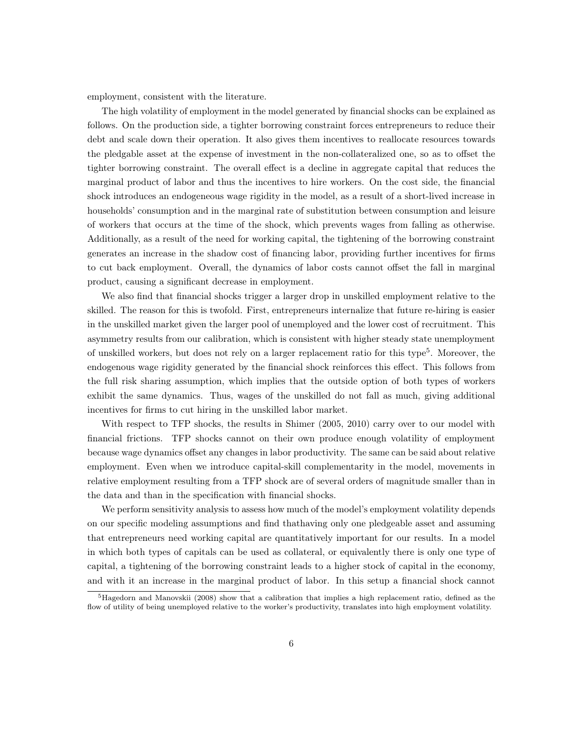employment, consistent with the literature.

The high volatility of employment in the model generated by financial shocks can be explained as follows. On the production side, a tighter borrowing constraint forces entrepreneurs to reduce their debt and scale down their operation. It also gives them incentives to reallocate resources towards the pledgable asset at the expense of investment in the non-collateralized one, so as to offset the tighter borrowing constraint. The overall effect is a decline in aggregate capital that reduces the marginal product of labor and thus the incentives to hire workers. On the cost side, the financial shock introduces an endogeneous wage rigidity in the model, as a result of a short-lived increase in households' consumption and in the marginal rate of substitution between consumption and leisure of workers that occurs at the time of the shock, which prevents wages from falling as otherwise. Additionally, as a result of the need for working capital, the tightening of the borrowing constraint generates an increase in the shadow cost of financing labor, providing further incentives for firms to cut back employment. Overall, the dynamics of labor costs cannot offset the fall in marginal product, causing a significant decrease in employment.

We also find that financial shocks trigger a larger drop in unskilled employment relative to the skilled. The reason for this is twofold. First, entrepreneurs internalize that future re-hiring is easier in the unskilled market given the larger pool of unemployed and the lower cost of recruitment. This asymmetry results from our calibration, which is consistent with higher steady state unemployment of unskilled workers, but does not rely on a larger replacement ratio for this type[5]. Moreover, the endogenous wage rigidity generated by the financial shock reinforces this effect. This follows from the full risk sharing assumption, which implies that the outside option of both types of workers exhibit the same dynamics. Thus, wages of the unskilled do not fall as much, giving additional incentives for firms to cut hiring in the unskilled labor market.

With respect to TFP shocks, the results in Shimer (2005, 2010) carry over to our model with financial frictions. TFP shocks cannot on their own produce enough volatility of employment because wage dynamics offset any changes in labor productivity. The same can be said about relative employment. Even when we introduce capital-skill complementarity in the model, movements in relative employment resulting from a TFP shock are of several orders of magnitude smaller than in the data and than in the specification with financial shocks.

We perform sensitivity analysis to assess how much of the model's employment volatility depends on our specific modeling assumptions and find thathaving only one pledgeable asset and assuming that entrepreneurs need working capital are quantitatively important for our results. In a model in which both types of capitals can be used as collateral, or equivalently there is only one type of capital, a tightening of the borrowing constraint leads to a higher stock of capital in the economy, and with it an increase in the marginal product of labor. In this setup a financial shock cannot

[5]Hagedorn and Manovskii (2008) show that a calibration that implies a high replacement ratio, defined as the flow of utility of being unemployed relative to the worker's productivity, translates into high employment volatility.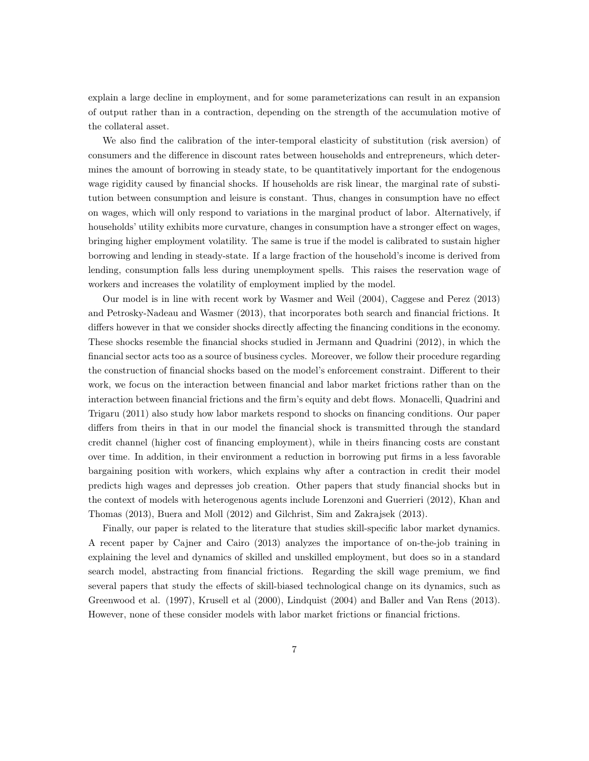explain a large decline in employment, and for some parameterizations can result in an expansion of output rather than in a contraction, depending on the strength of the accumulation motive of the collateral asset.

We also find the calibration of the inter-temporal elasticity of substitution (risk aversion) of consumers and the difference in discount rates between households and entrepreneurs, which determines the amount of borrowing in steady state, to be quantitatively important for the endogenous wage rigidity caused by financial shocks. If households are risk linear, the marginal rate of substitution between consumption and leisure is constant. Thus, changes in consumption have no effect on wages, which will only respond to variations in the marginal product of labor. Alternatively, if households' utility exhibits more curvature, changes in consumption have a stronger effect on wages, bringing higher employment volatility. The same is true if the model is calibrated to sustain higher borrowing and lending in steady-state. If a large fraction of the household's income is derived from lending, consumption falls less during unemployment spells. This raises the reservation wage of workers and increases the volatility of employment implied by the model.

Our model is in line with recent work by Wasmer and Weil (2004), Caggese and Perez (2013) and Petrosky-Nadeau and Wasmer (2013), that incorporates both search and financial frictions. It differs however in that we consider shocks directly affecting the financing conditions in the economy. These shocks resemble the financial shocks studied in Jermann and Quadrini (2012), in which the financial sector acts too as a source of business cycles. Moreover, we follow their procedure regarding the construction of financial shocks based on the model's enforcement constraint. Different to their work, we focus on the interaction between financial and labor market frictions rather than on the interaction between financial frictions and the firm's equity and debt flows. Monacelli, Quadrini and Trigaru (2011) also study how labor markets respond to shocks on financing conditions. Our paper differs from theirs in that in our model the financial shock is transmitted through the standard credit channel (higher cost of financing employment), while in theirs financing costs are constant over time. In addition, in their environment a reduction in borrowing put firms in a less favorable bargaining position with workers, which explains why after a contraction in credit their model predicts high wages and depresses job creation. Other papers that study financial shocks but in the context of models with heterogenous agents include Lorenzoni and Guerrieri (2012), Khan and Thomas (2013), Buera and Moll (2012) and Gilchrist, Sim and Zakrajsek (2013).

Finally, our paper is related to the literature that studies skill-specific labor market dynamics. A recent paper by Cajner and Cairo (2013) analyzes the importance of on-the-job training in explaining the level and dynamics of skilled and unskilled employment, but does so in a standard search model, abstracting from financial frictions. Regarding the skill wage premium, we find several papers that study the effects of skill-biased technological change on its dynamics, such as Greenwood et al. (1997), Krusell et al (2000), Lindquist (2004) and Baller and Van Rens (2013). However, none of these consider models with labor market frictions or financial frictions.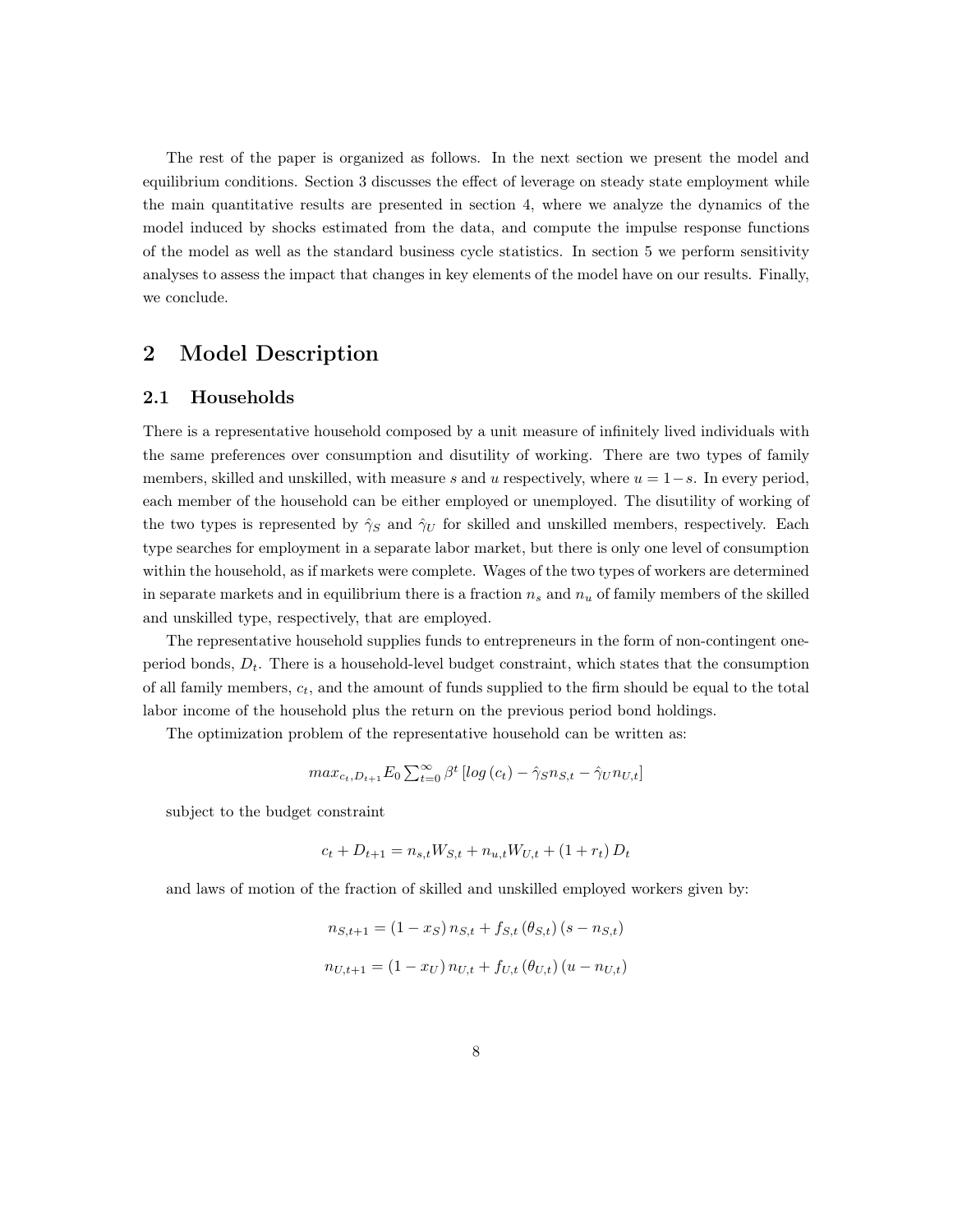The rest of the paper is organized as follows. In the next section we present the model and equilibrium conditions. Section 3 discusses the effect of leverage on steady state employment while the main quantitative results are presented in section 4, where we analyze the dynamics of the model induced by shocks estimated from the data, and compute the impulse response functions of the model as well as the standard business cycle statistics. In section 5 we perform sensitivity analyses to assess the impact that changes in key elements of the model have on our results. Finally, we conclude.

# 2 Model Description

## 2.1 Households

There is a representative household composed by a unit measure of infinitely lived individuals with the same preferences over consumption and disutility of working. There are two types of family members, skilled and unskilled, with measure $s$ and $u$ respectively, where $u = 1 - s$. In every period, each member of the household can be either employed or unemployed. The disutility of working of the two types is represented by $\hat{\gamma}_S$ and $\hat{\gamma}_U$ for skilled and unskilled members, respectively. Each type searches for employment in a separate labor market, but there is only one level of consumption within the household, as if markets were complete. Wages of the two types of workers are determined in separate markets and in equilibrium there is a fraction $n_s$ and $n_u$ of family members of the skilled and unskilled type, respectively, that are employed.

The representative household supplies funds to entrepreneurs in the form of non-contingent one-period bonds, $D_t$. There is a household-level budget constraint, which states that the consumption of all family members, $c_t$, and the amount of funds supplied to the firm should be equal to the total labor income of the household plus the return on the previous period bond holdings.

The optimization problem of the representative household can be written as:

$$max_{c_t, D_{t+1}} E_0 \sum_{t=0}^{\infty} \beta^t \left[ log\left(c_t\right) - \hat{\gamma}_S n_{S,t} - \hat{\gamma}_U n_{U,t} \right]$$

subject to the budget constraint

$$c_t + D_{t+1} = n_{s,t} W_{S,t} + n_{u,t} W_{U,t} + \left(1 + r_t\right) D_t$$

and laws of motion of the fraction of skilled and unskilled employed workers given by:

$$n_{S,t+1} = \left(1 - x_S\right) n_{S,t} + f_{S,t}\left(\theta_{S,t}\right)\left(s - n_{S,t}\right)$$

$$n_{U,t+1} = \left(1 - x_U\right) n_{U,t} + f_{U,t}\left(\theta_{U,t}\right)\left(u - n_{U,t}\right)$$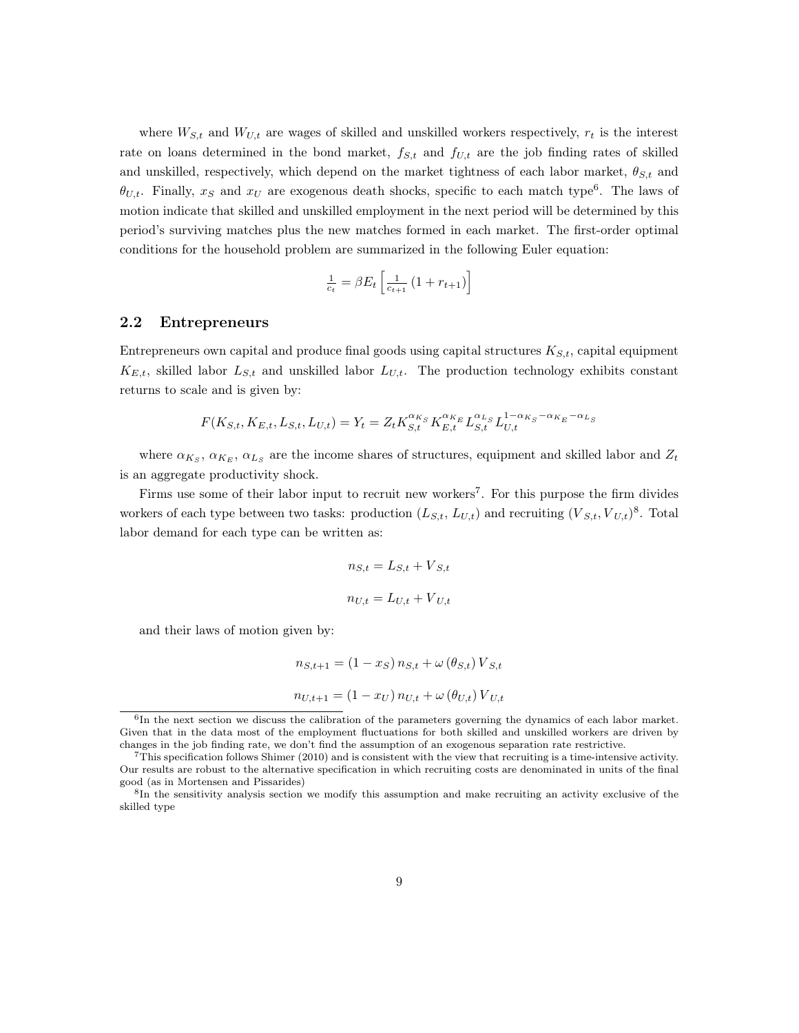where $W_{S,t}$ and $W_{U,t}$ are wages of skilled and unskilled workers respectively, $r_t$ is the interest rate on loans determined in the bond market, $f_{S,t}$ and $f_{U,t}$ are the job finding rates of skilled and unskilled, respectively, which depend on the market tightness of each labor market, $\theta_{S,t}$ and $\theta_{U,t}$. Finally, $x_S$ and $x_U$ are exogenous death shocks, specific to each match type[6]. The laws of motion indicate that skilled and unskilled employment in the next period will be determined by this period's surviving matches plus the new matches formed in each market. The first-order optimal conditions for the household problem are summarized in the following Euler equation:

$$\frac{1}{c_t} = \beta E_t \left[ \frac{1}{c_{t+1}} \left(1 + r_{t+1}\right) \right]$$

## 2.2 Entrepreneurs

Entrepreneurs own capital and produce final goods using capital structures $K_{S,t}$, capital equipment $K_{E,t}$, skilled labor $L_{S,t}$ and unskilled labor $L_{U,t}$. The production technology exhibits constant returns to scale and is given by:

$$F(K_{S,t}, K_{E,t}, L_{S,t}, L_{U,t}) = Y_t = Z_t K_{S,t}^{\alpha_{K_S}} K_{E,t}^{\alpha_{K_E}} L_{S,t}^{\alpha_{L_S}} L_{U,t}^{1-\alpha_{K_S}-\alpha_{K_E}-\alpha_{L_S}}$$

where $\alpha_{K_S}$, $\alpha_{K_E}$, $\alpha_{L_S}$ are the income shares of structures, equipment and skilled labor and $Z_t$ is an aggregate productivity shock.

Firms use some of their labor input to recruit new workers[7]. For this purpose the firm divides workers of each type between two tasks: production ($L_{S,t}$, $L_{U,t}$) and recruiting ($V_{S,t}, V_{U,t}$)[8]. Total labor demand for each type can be written as:

$$n_{S,t} = L_{S,t} + V_{S,t}$$

$$n_{U,t} = L_{U,t} + V_{U,t}$$

and their laws of motion given by:

$$n_{S,t+1} = (1 - x_S)\, n_{S,t} + \omega\left(\theta_{S,t}\right) V_{S,t}$$

$$n_{U,t+1} = (1 - x_U)\, n_{U,t} + \omega\left(\theta_{U,t}\right) V_{U,t}$$

---

[6] In the next section we discuss the calibration of the parameters governing the dynamics of each labor market. Given that in the data most of the employment fluctuations for both skilled and unskilled workers are driven by changes in the job finding rate, we don't find the assumption of an exogenous separation rate restrictive.

[7] This specification follows Shimer (2010) and is consistent with the view that recruiting is a time-intensive activity. Our results are robust to the alternative specification in which recruiting costs are denominated in units of the final good (as in Mortensen and Pissarides)

[8] In the sensitivity analysis section we modify this assumption and make recruiting an activity exclusive of the skilled type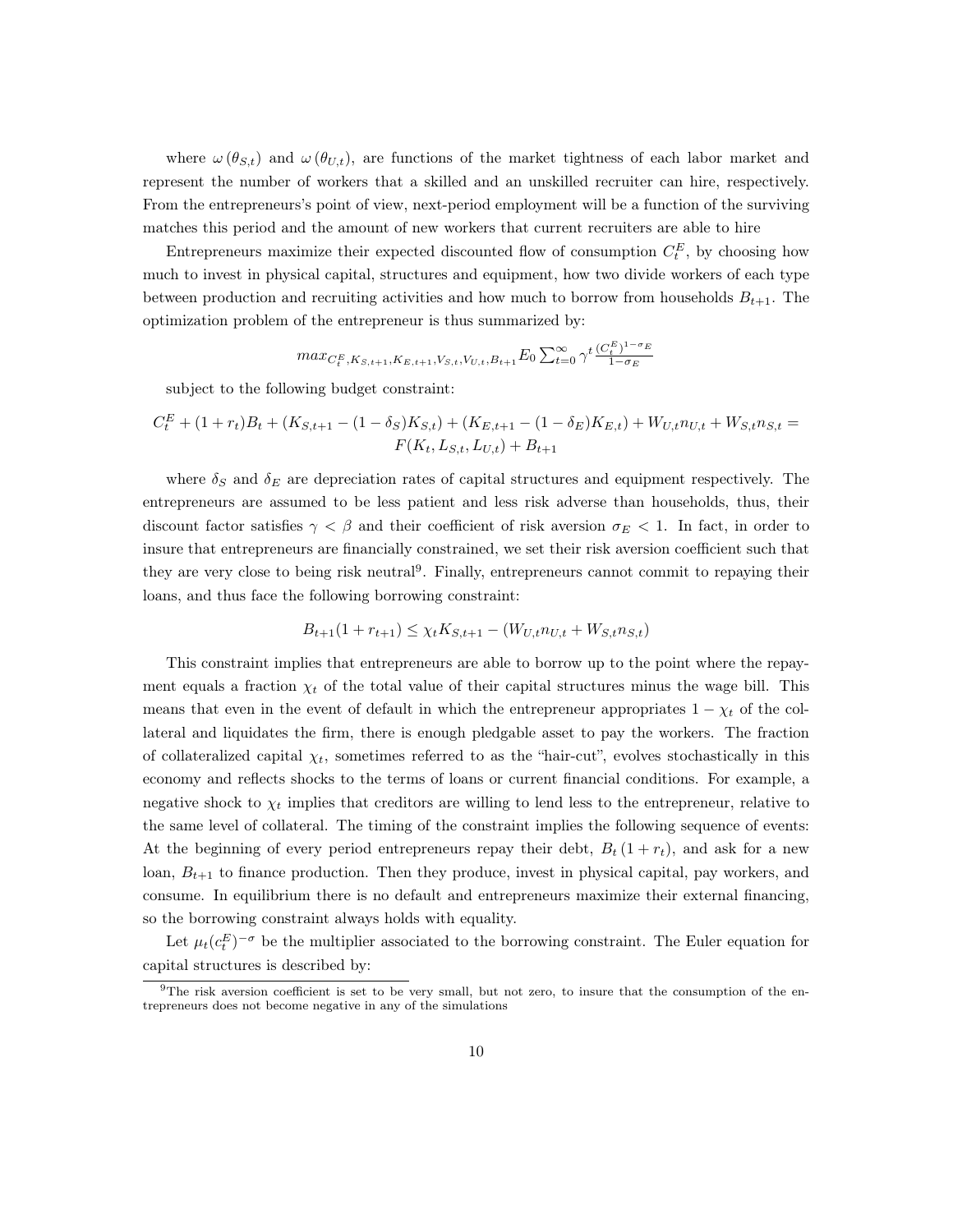where $\omega(\theta_{S,t})$ and $\omega(\theta_{U,t})$, are functions of the market tightness of each labor market and represent the number of workers that a skilled and an unskilled recruiter can hire, respectively. From the entrepreneurs's point of view, next-period employment will be a function of the surviving matches this period and the amount of new workers that current recruiters are able to hire

Entrepreneurs maximize their expected discounted flow of consumption $C_t^E$, by choosing how much to invest in physical capital, structures and equipment, how two divide workers of each type between production and recruiting activities and how much to borrow from households $B_{t+1}$. The optimization problem of the entrepreneur is thus summarized by:

$$max_{C_t^E, K_{S,t+1}, K_{E,t+1}, V_{S,t}, V_{U,t}, B_{t+1}} E_0 \sum_{t=0}^{\infty} \gamma^t \frac{(C_t^E)^{1-\sigma_E}}{1-\sigma_E}$$

subject to the following budget constraint:

$$C_t^E + (1+r_t)B_t + (K_{S,t+1} - (1-\delta_S)K_{S,t}) + (K_{E,t+1} - (1-\delta_E)K_{E,t}) + W_{U,t}n_{U,t} + W_{S,t}n_{S,t} = F(K_t, L_{S,t}, L_{U,t}) + B_{t+1}$$

where $\delta_S$ and $\delta_E$ are depreciation rates of capital structures and equipment respectively. The entrepreneurs are assumed to be less patient and less risk adverse than households, thus, their discount factor satisfies $\gamma < \beta$ and their coefficient of risk aversion $\sigma_E < 1$. In fact, in order to insure that entrepreneurs are financially constrained, we set their risk aversion coefficient such that they are very close to being risk neutral[9]. Finally, entrepreneurs cannot commit to repaying their loans, and thus face the following borrowing constraint:

$$B_{t+1}(1+r_{t+1}) \leq \chi_t K_{S,t+1} - (W_{U,t}n_{U,t} + W_{S,t}n_{S,t})$$

This constraint implies that entrepreneurs are able to borrow up to the point where the repayment equals a fraction $\chi_t$ of the total value of their capital structures minus the wage bill. This means that even in the event of default in which the entrepreneur appropriates $1 - \chi_t$ of the collateral and liquidates the firm, there is enough pledgable asset to pay the workers. The fraction of collateralized capital $\chi_t$, sometimes referred to as the "hair-cut", evolves stochastically in this economy and reflects shocks to the terms of loans or current financial conditions. For example, a negative shock to $\chi_t$ implies that creditors are willing to lend less to the entrepreneur, relative to the same level of collateral. The timing of the constraint implies the following sequence of events: At the beginning of every period entrepreneurs repay their debt, $B_t(1+r_t)$, and ask for a new loan, $B_{t+1}$ to finance production. Then they produce, invest in physical capital, pay workers, and consume. In equilibrium there is no default and entrepreneurs maximize their external financing, so the borrowing constraint always holds with equality.

Let $\mu_t(c_t^E)^{-\sigma}$ be the multiplier associated to the borrowing constraint. The Euler equation for capital structures is described by:

[9] The risk aversion coefficient is set to be very small, but not zero, to insure that the consumption of the entrepreneurs does not become negative in any of the simulations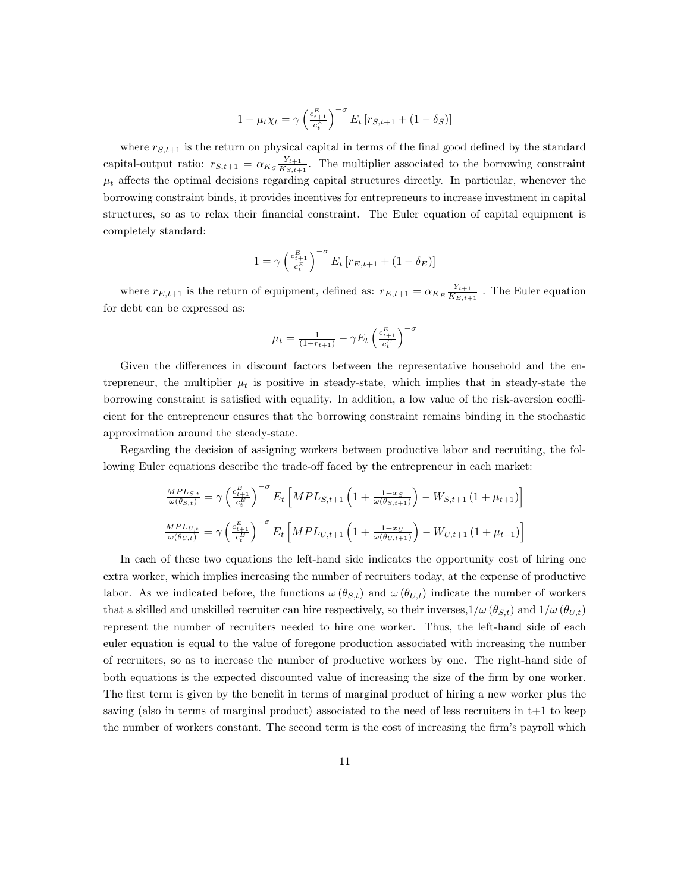$$1 - \mu_t \chi_t = \gamma \left( \frac{c_{t+1}^E}{c_t^E} \right)^{-\sigma} E_t \left[ r_{S,t+1} + (1 - \delta_S) \right]$$

where $r_{S,t+1}$ is the return on physical capital in terms of the final good defined by the standard capital-output ratio: $r_{S,t+1} = \alpha_{K_S} \frac{Y_{t+1}}{K_{S,t+1}}$. The multiplier associated to the borrowing constraint $\mu_t$ affects the optimal decisions regarding capital structures directly. In particular, whenever the borrowing constraint binds, it provides incentives for entrepreneurs to increase investment in capital structures, so as to relax their financial constraint. The Euler equation of capital equipment is completely standard:

$$1 = \gamma \left( \frac{c_{t+1}^E}{c_t^E} \right)^{-\sigma} E_t \left[ r_{E,t+1} + (1 - \delta_E) \right]$$

where $r_{E,t+1}$ is the return of equipment, defined as: $r_{E,t+1} = \alpha_{K_E} \frac{Y_{t+1}}{K_{E,t+1}}$ . The Euler equation for debt can be expressed as:

$$\mu_t = \frac{1}{(1+r_{t+1})} - \gamma E_t \left( \frac{c_{t+1}^E}{c_t^E} \right)^{-\sigma}$$

Given the differences in discount factors between the representative household and the entrepreneur, the multiplier $\mu_t$ is positive in steady-state, which implies that in steady-state the borrowing constraint is satisfied with equality. In addition, a low value of the risk-aversion coefficient for the entrepreneur ensures that the borrowing constraint remains binding in the stochastic approximation around the steady-state.

Regarding the decision of assigning workers between productive labor and recruiting, the following Euler equations describe the trade-off faced by the entrepreneur in each market:

$$\frac{MPL_{S,t}}{\omega(\theta_{S,t})} = \gamma \left( \frac{c_{t+1}^E}{c_t^E} \right)^{-\sigma} E_t \left[ MPL_{S,t+1} \left( 1 + \frac{1-x_S}{\omega(\theta_{S,t+1})} \right) - W_{S,t+1} \left( 1 + \mu_{t+1} \right) \right]$$

$$\frac{MPL_{U,t}}{\omega(\theta_{U,t})} = \gamma \left( \frac{c_{t+1}^E}{c_t^E} \right)^{-\sigma} E_t \left[ MPL_{U,t+1} \left( 1 + \frac{1-x_U}{\omega(\theta_{U,t+1})} \right) - W_{U,t+1} \left( 1 + \mu_{t+1} \right) \right]$$

In each of these two equations the left-hand side indicates the opportunity cost of hiring one extra worker, which implies increasing the number of recruiters today, at the expense of productive labor. As we indicated before, the functions $\omega(\theta_{S,t})$ and $\omega(\theta_{U,t})$ indicate the number of workers that a skilled and unskilled recruiter can hire respectively, so their inverses,$1/\omega(\theta_{S,t})$ and $1/\omega(\theta_{U,t})$ represent the number of recruiters needed to hire one worker. Thus, the left-hand side of each euler equation is equal to the value of foregone production associated with increasing the number of recruiters, so as to increase the number of productive workers by one. The right-hand side of both equations is the expected discounted value of increasing the size of the firm by one worker. The first term is given by the benefit in terms of marginal product of hiring a new worker plus the saving (also in terms of marginal product) associated to the need of less recruiters in t+1 to keep the number of workers constant. The second term is the cost of increasing the firm's payroll which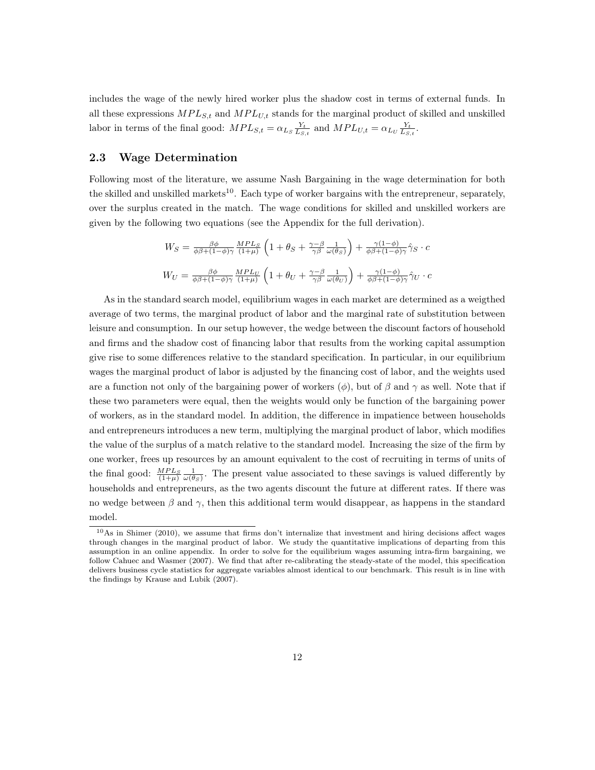includes the wage of the newly hired worker plus the shadow cost in terms of external funds. In all these expressions $MPL_{S,t}$ and $MPL_{U,t}$ stands for the marginal product of skilled and unskilled labor in terms of the final good: $MPL_{S,t} = \alpha_{L_S} \frac{Y_t}{L_{S,t}}$ and $MPL_{U,t} = \alpha_{L_U} \frac{Y_t}{L_{S,t}}$.

## 2.3 Wage Determination

Following most of the literature, we assume Nash Bargaining in the wage determination for both the skilled and unskilled markets[10]. Each type of worker bargains with the entrepreneur, separately, over the surplus created in the match. The wage conditions for skilled and unskilled workers are given by the following two equations (see the Appendix for the full derivation).

$$W_S = \frac{\beta\phi}{\phi\beta+(1-\phi)\gamma} \frac{MPL_S}{(1+\mu)} \left(1 + \theta_S + \frac{\gamma-\beta}{\gamma\beta} \frac{1}{\omega(\theta_S)}\right) + \frac{\gamma(1-\phi)}{\phi\beta+(1-\phi)\gamma} \hat{\gamma}_S \cdot c$$

$$W_U = \frac{\beta\phi}{\phi\beta+(1-\phi)\gamma} \frac{MPL_U}{(1+\mu)} \left(1 + \theta_U + \frac{\gamma-\beta}{\gamma\beta} \frac{1}{\omega(\theta_U)}\right) + \frac{\gamma(1-\phi)}{\phi\beta+(1-\phi)\gamma} \hat{\gamma}_U \cdot c$$

As in the standard search model, equilibrium wages in each market are determined as a weigthed average of two terms, the marginal product of labor and the marginal rate of substitution between leisure and consumption. In our setup however, the wedge between the discount factors of household and firms and the shadow cost of financing labor that results from the working capital assumption give rise to some differences relative to the standard specification. In particular, in our equilibrium wages the marginal product of labor is adjusted by the financing cost of labor, and the weights used are a function not only of the bargaining power of workers ($\phi$), but of $\beta$ and $\gamma$ as well. Note that if these two parameters were equal, then the weights would only be function of the bargaining power of workers, as in the standard model. In addition, the difference in impatience between households and entrepreneurs introduces a new term, multiplying the marginal product of labor, which modifies the value of the surplus of a match relative to the standard model. Increasing the size of the firm by one worker, frees up resources by an amount equivalent to the cost of recruiting in terms of units of the final good: $\frac{MPL_S}{(1+\mu)} \frac{1}{\omega(\theta_S)}$. The present value associated to these savings is valued differently by households and entrepreneurs, as the two agents discount the future at different rates. If there was no wedge between $\beta$ and $\gamma$, then this additional term would disappear, as happens in the standard model.

[10] As in Shimer (2010), we assume that firms don't internalize that investment and hiring decisions affect wages through changes in the marginal product of labor. We study the quantitative implications of departing from this assumption in an online appendix. In order to solve for the equilibrium wages assuming intra-firm bargaining, we follow Cahuec and Wasmer (2007). We find that after re-calibrating the steady-state of the model, this specification delivers business cycle statistics for aggregate variables almost identical to our benchmark. This result is in line with the findings by Krause and Lubik (2007).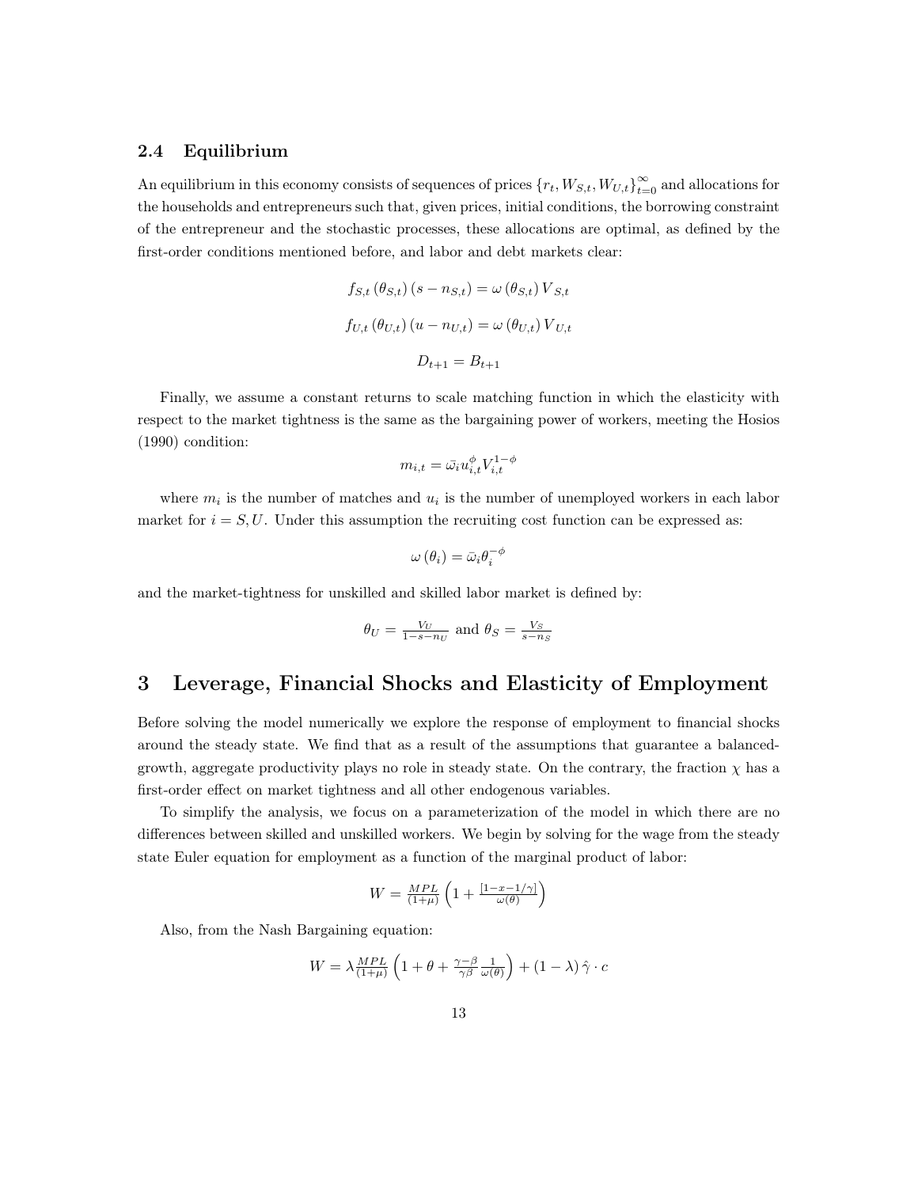### 2.4 Equilibrium

An equilibrium in this economy consists of sequences of prices $\{r_t, W_{S,t}, W_{U,t}\}_{t=0}^{\infty}$ and allocations for the households and entrepreneurs such that, given prices, initial conditions, the borrowing constraint of the entrepreneur and the stochastic processes, these allocations are optimal, as defined by the first-order conditions mentioned before, and labor and debt markets clear:

$$f_{S,t}\left(\theta_{S,t}\right)\left(s - n_{S,t}\right) = \omega\left(\theta_{S,t}\right) V_{S,t}$$

$$f_{U,t}\left(\theta_{U,t}\right)\left(u - n_{U,t}\right) = \omega\left(\theta_{U,t}\right) V_{U,t}$$

$$D_{t+1} = B_{t+1}$$

Finally, we assume a constant returns to scale matching function in which the elasticity with respect to the market tightness is the same as the bargaining power of workers, meeting the Hosios (1990) condition:

$$m_{i,t} = \bar{\omega}_i u_{i,t}^{\phi} V_{i,t}^{1-\phi}$$

where $m_i$ is the number of matches and $u_i$ is the number of unemployed workers in each labor market for $i = S, U$. Under this assumption the recruiting cost function can be expressed as:

$$\omega\left(\theta_i\right) = \bar{\omega}_i \theta_i^{-\phi}$$

and the market-tightness for unskilled and skilled labor market is defined by:

$$\theta_U = \tfrac{V_U}{1-s-n_U} \text{ and } \theta_S = \tfrac{V_S}{s-n_S}$$

## 3 Leverage, Financial Shocks and Elasticity of Employment

Before solving the model numerically we explore the response of employment to financial shocks around the steady state. We find that as a result of the assumptions that guarantee a balanced-growth, aggregate productivity plays no role in steady state. On the contrary, the fraction $\chi$ has a first-order effect on market tightness and all other endogenous variables.

To simplify the analysis, we focus on a parameterization of the model in which there are no differences between skilled and unskilled workers. We begin by solving for the wage from the steady state Euler equation for employment as a function of the marginal product of labor:

$$W = \tfrac{MPL}{(1+\mu)}\left(1 + \tfrac{[1-x-1/\gamma]}{\omega(\theta)}\right)$$

Also, from the Nash Bargaining equation:

$$W = \lambda \tfrac{MPL}{(1+\mu)}\left(1 + \theta + \tfrac{\gamma-\beta}{\gamma\beta}\tfrac{1}{\omega(\theta)}\right) + (1-\lambda)\,\hat{\gamma}\cdot c$$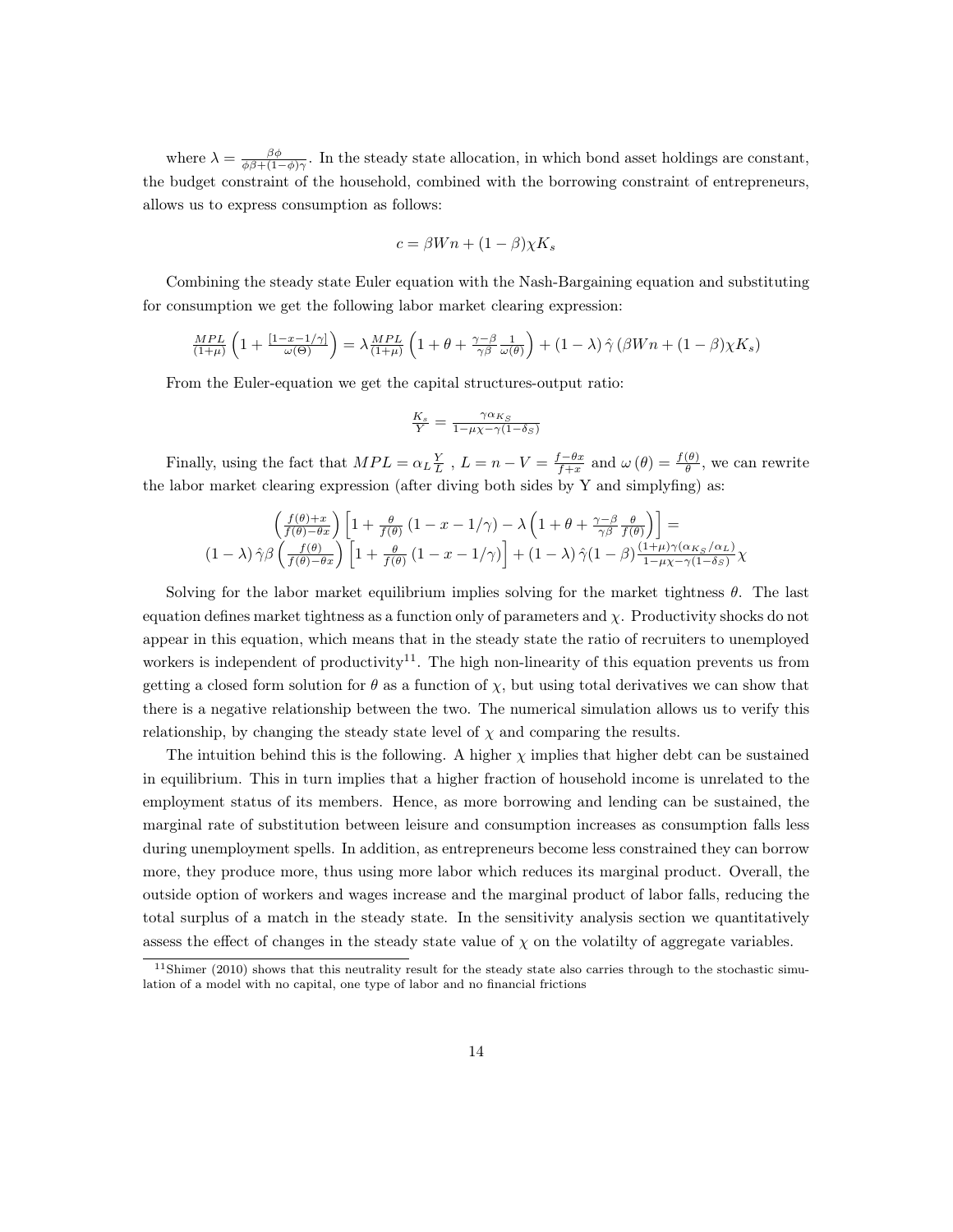where $\lambda = \frac{\beta\phi}{\phi\beta+(1-\phi)\gamma}$. In the steady state allocation, in which bond asset holdings are constant, the budget constraint of the household, combined with the borrowing constraint of entrepreneurs, allows us to express consumption as follows:

$$c = \beta W n + (1-\beta)\chi K_s$$

Combining the steady state Euler equation with the Nash-Bargaining equation and substituting for consumption we get the following labor market clearing expression:

$$\frac{MPL}{(1+\mu)}\left(1 + \frac{[1-x-1/\gamma]}{\omega(\Theta)}\right) = \lambda \frac{MPL}{(1+\mu)}\left(1 + \theta + \frac{\gamma-\beta}{\gamma\beta}\frac{1}{\omega(\theta)}\right) + (1-\lambda)\,\hat{\gamma}\left(\beta W n + (1-\beta)\chi K_s\right)$$

From the Euler-equation we get the capital structures-output ratio:

$$\frac{K_s}{Y} = \frac{\gamma\alpha_{K_S}}{1-\mu\chi-\gamma(1-\delta_S)}$$

Finally, using the fact that $MPL = \alpha_L \frac{Y}{L}$ , $L = n - V = \frac{f-\theta x}{f+x}$ and $\omega(\theta) = \frac{f(\theta)}{\theta}$, we can rewrite the labor market clearing expression (after diving both sides by Y and simplyfing) as:

$$\begin{gathered}\left(\frac{f(\theta)+x}{f(\theta)-\theta x}\right)\left[1 + \frac{\theta}{f(\theta)}\left(1-x-1/\gamma\right) - \lambda\left(1+\theta+\frac{\gamma-\beta}{\gamma\beta}\frac{\theta}{f(\theta)}\right)\right] = \\ (1-\lambda)\,\hat{\gamma}\beta\left(\frac{f(\theta)}{f(\theta)-\theta x}\right)\left[1 + \frac{\theta}{f(\theta)}\left(1-x-1/\gamma\right)\right] + (1-\lambda)\,\hat{\gamma}(1-\beta)\frac{(1+\mu)\gamma(\alpha_{K_S}/\alpha_L)}{1-\mu\chi-\gamma(1-\delta_S)}\chi\end{gathered}$$

Solving for the labor market equilibrium implies solving for the market tightness $\theta$. The last equation defines market tightness as a function only of parameters and $\chi$. Productivity shocks do not appear in this equation, which means that in the steady state the ratio of recruiters to unemployed workers is independent of productivity[11]. The high non-linearity of this equation prevents us from getting a closed form solution for $\theta$ as a function of $\chi$, but using total derivatives we can show that there is a negative relationship between the two. The numerical simulation allows us to verify this relationship, by changing the steady state level of $\chi$ and comparing the results.

The intuition behind this is the following. A higher $\chi$ implies that higher debt can be sustained in equilibrium. This in turn implies that a higher fraction of household income is unrelated to the employment status of its members. Hence, as more borrowing and lending can be sustained, the marginal rate of substitution between leisure and consumption increases as consumption falls less during unemployment spells. In addition, as entrepreneurs become less constrained they can borrow more, they produce more, thus using more labor which reduces its marginal product. Overall, the outside option of workers and wages increase and the marginal product of labor falls, reducing the total surplus of a match in the steady state. In the sensitivity analysis section we quantitatively assess the effect of changes in the steady state value of $\chi$ on the volatilty of aggregate variables.

[11] Shimer (2010) shows that this neutrality result for the steady state also carries through to the stochastic simulation of a model with no capital, one type of labor and no financial frictions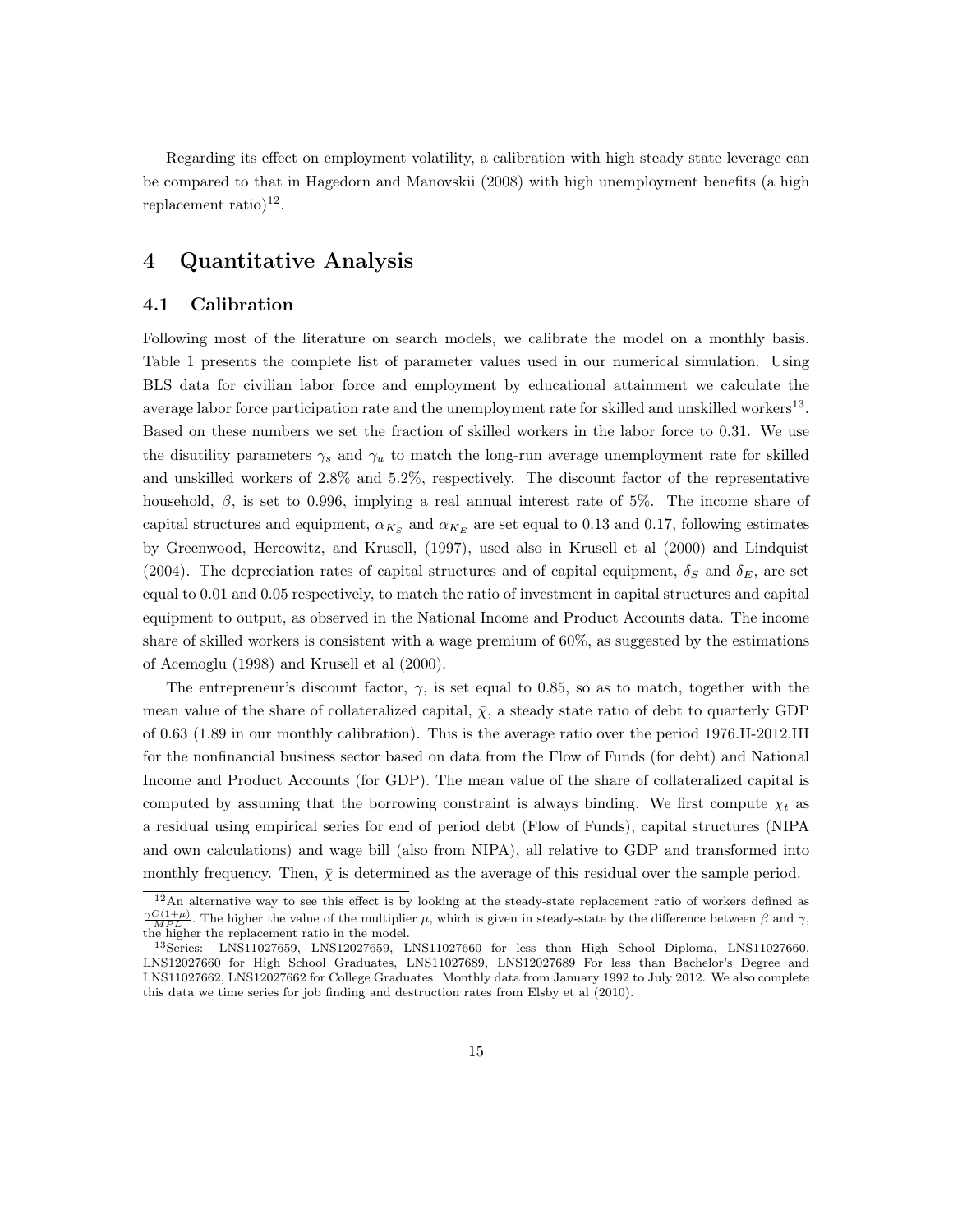Regarding its effect on employment volatility, a calibration with high steady state leverage can be compared to that in Hagedorn and Manovskii (2008) with high unemployment benefits (a high replacement ratio)[12].

# 4 Quantitative Analysis

## 4.1 Calibration

Following most of the literature on search models, we calibrate the model on a monthly basis. Table 1 presents the complete list of parameter values used in our numerical simulation. Using BLS data for civilian labor force and employment by educational attainment we calculate the average labor force participation rate and the unemployment rate for skilled and unskilled workers[13]. Based on these numbers we set the fraction of skilled workers in the labor force to 0.31. We use the disutility parameters $\gamma_s$ and $\gamma_u$ to match the long-run average unemployment rate for skilled and unskilled workers of 2.8% and 5.2%, respectively. The discount factor of the representative household, $\beta$, is set to 0.996, implying a real annual interest rate of 5%. The income share of capital structures and equipment, $\alpha_{K_S}$ and $\alpha_{K_E}$ are set equal to 0.13 and 0.17, following estimates by Greenwood, Hercowitz, and Krusell, (1997), used also in Krusell et al (2000) and Lindquist (2004). The depreciation rates of capital structures and of capital equipment, $\delta_S$ and $\delta_E$, are set equal to 0.01 and 0.05 respectively, to match the ratio of investment in capital structures and capital equipment to output, as observed in the National Income and Product Accounts data. The income share of skilled workers is consistent with a wage premium of 60%, as suggested by the estimations of Acemoglu (1998) and Krusell et al (2000).

The entrepreneur's discount factor, $\gamma$, is set equal to 0.85, so as to match, together with the mean value of the share of collateralized capital, $\bar{\chi}$, a steady state ratio of debt to quarterly GDP of 0.63 (1.89 in our monthly calibration). This is the average ratio over the period 1976.II-2012.III for the nonfinancial business sector based on data from the Flow of Funds (for debt) and National Income and Product Accounts (for GDP). The mean value of the share of collateralized capital is computed by assuming that the borrowing constraint is always binding. We first compute $\chi_t$ as a residual using empirical series for end of period debt (Flow of Funds), capital structures (NIPA and own calculations) and wage bill (also from NIPA), all relative to GDP and transformed into monthly frequency. Then, $\bar{\chi}$ is determined as the average of this residual over the sample period.

[12] An alternative way to see this effect is by looking at the steady-state replacement ratio of workers defined as $\frac{\gamma C(1+\mu)}{MPL}$. The higher the value of the multiplier $\mu$, which is given in steady-state by the difference between $\beta$ and $\gamma$, the higher the replacement ratio in the model.

[13] Series: LNS11027659, LNS12027659, LNS11027660 for less than High School Diploma, LNS11027660, LNS12027660 for High School Graduates, LNS11027689, LNS12027689 For less than Bachelor's Degree and LNS11027662, LNS12027662 for College Graduates. Monthly data from January 1992 to July 2012. We also complete this data we time series for job finding and destruction rates from Elsby et al (2010).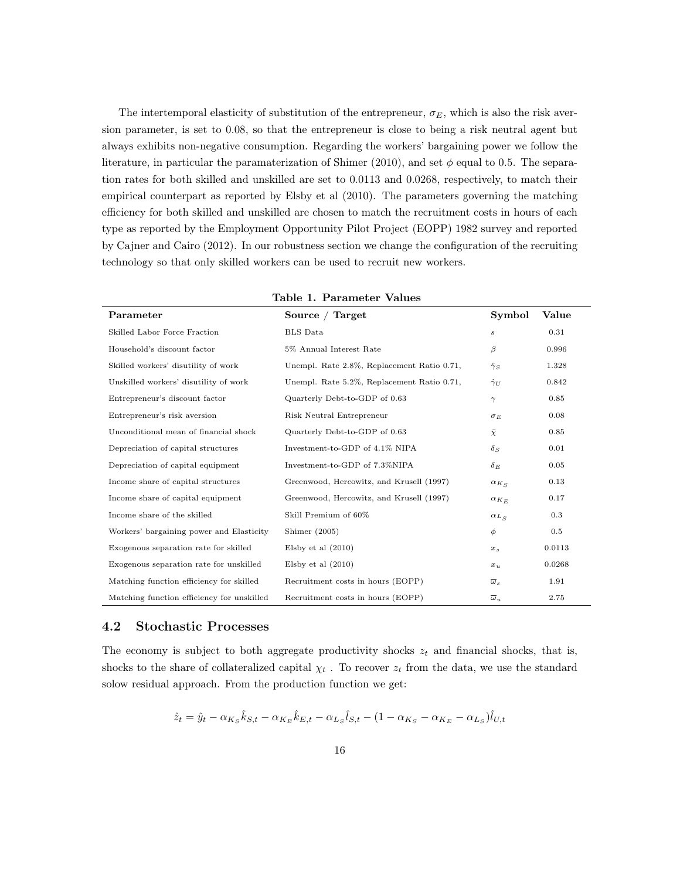The intertemporal elasticity of substitution of the entrepreneur, $\sigma_E$, which is also the risk aversion parameter, is set to 0.08, so that the entrepreneur is close to being a risk neutral agent but always exhibits non-negative consumption. Regarding the workers' bargaining power we follow the literature, in particular the paramaterization of Shimer (2010), and set $\phi$ equal to 0.5. The separation rates for both skilled and unskilled are set to 0.0113 and 0.0268, respectively, to match their empirical counterpart as reported by Elsby et al (2010). The parameters governing the matching efficiency for both skilled and unskilled are chosen to match the recruitment costs in hours of each type as reported by the Employment Opportunity Pilot Project (EOPP) 1982 survey and reported by Cajner and Cairo (2012). In our robustness section we change the configuration of the recruiting technology so that only skilled workers can be used to recruit new workers.

**Table 1. Parameter Values**

| Parameter | Source / Target | Symbol | Value |
|---|---|---|---|
| Skilled Labor Force Fraction | BLS Data | $s$ | 0.31 |
| Household's discount factor | 5% Annual Interest Rate | $\beta$ | 0.996 |
| Skilled workers' disutility of work | Unempl. Rate 2.8%, Replacement Ratio 0.71, | $\hat{\gamma}_S$ | 1.328 |
| Unskilled workers' disutility of work | Unempl. Rate 5.2%, Replacement Ratio 0.71, | $\hat{\gamma}_U$ | 0.842 |
| Entrepreneur's discount factor | Quarterly Debt-to-GDP of 0.63 | $\gamma$ | 0.85 |
| Entrepreneur's risk aversion | Risk Neutral Entrepreneur | $\sigma_E$ | 0.08 |
| Unconditional mean of financial shock | Quarterly Debt-to-GDP of 0.63 | $\bar{\chi}$ | 0.85 |
| Depreciation of capital structures | Investment-to-GDP of 4.1% NIPA | $\delta_S$ | 0.01 |
| Depreciation of capital equipment | Investment-to-GDP of 7.3%NIPA | $\delta_E$ | 0.05 |
| Income share of capital structures | Greenwood, Hercowitz, and Krusell (1997) | $\alpha_{K_S}$ | 0.13 |
| Income share of capital equipment | Greenwood, Hercowitz, and Krusell (1997) | $\alpha_{K_E}$ | 0.17 |
| Income share of the skilled | Skill Premium of 60% | $\alpha_{L_S}$ | 0.3 |
| Workers' bargaining power and Elasticity | Shimer (2005) | $\phi$ | 0.5 |
| Exogenous separation rate for skilled | Elsby et al (2010) | $x_s$ | 0.0113 |
| Exogenous separation rate for unskilled | Elsby et al (2010) | $x_u$ | 0.0268 |
| Matching function efficiency for skilled | Recruitment costs in hours (EOPP) | $\overline{\omega}_s$ | 1.91 |
| Matching function efficiency for unskilled | Recruitment costs in hours (EOPP) | $\overline{\omega}_u$ | 2.75 |

## 4.2 Stochastic Processes

The economy is subject to both aggregate productivity shocks $z_t$ and financial shocks, that is, shocks to the share of collateralized capital $\chi_t$ . To recover $z_t$ from the data, we use the standard solow residual approach. From the production function we get:

$$\hat{z}_t = \hat{y}_t - \alpha_{K_S}\hat{k}_{S,t} - \alpha_{K_E}\hat{k}_{E,t} - \alpha_{L_S}\hat{l}_{S,t} - (1 - \alpha_{K_S} - \alpha_{K_E} - \alpha_{L_S})\hat{l}_{U,t}$$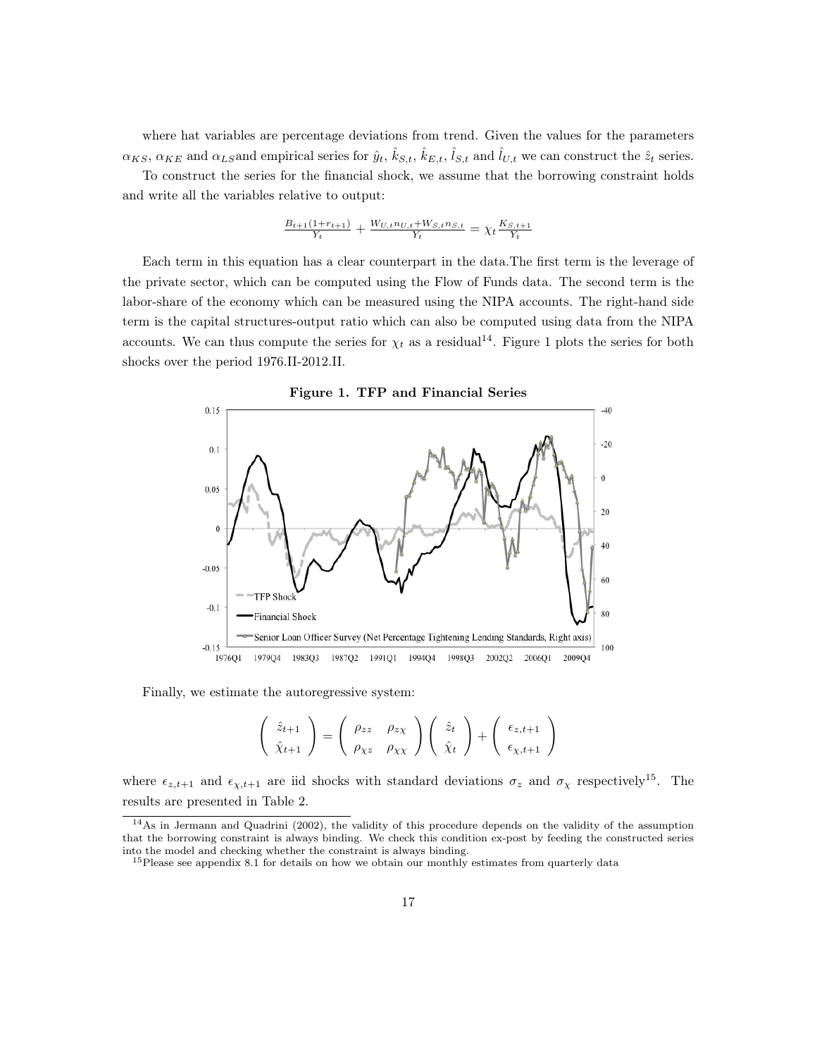where hat variables are percentage deviations from trend. Given the values for the parameters $\alpha_{KS}$, $\alpha_{KE}$ and $\alpha_{LS}$and empirical series for $\hat{y}_t$, $\hat{k}_{S,t}$, $\hat{k}_{E,t}$, $\hat{l}_{S,t}$ and $\hat{l}_{U,t}$ we can construct the $\hat{z}_t$ series.

To construct the series for the financial shock, we assume that the borrowing constraint holds and write all the variables relative to output:

$$\frac{B_{t+1}(1+r_{t+1})}{Y_t} + \frac{W_{U,t}n_{U,t}+W_{S,t}n_{S,t}}{Y_t} = \chi_t \frac{K_{S,t+1}}{Y_t}$$

Each term in this equation has a clear counterpart in the data.The first term is the leverage of the private sector, which can be computed using the Flow of Funds data. The second term is the labor-share of the economy which can be measured using the NIPA accounts. The right-hand side term is the capital structures-output ratio which can also be computed using data from the NIPA accounts. We can thus compute the series for $\chi_t$ as a residual[14]. Figure 1 plots the series for both shocks over the period 1976.II-2012.II.

**Figure 1. TFP and Financial Series**

Finally, we estimate the autoregressive system:

$$\begin{pmatrix} \hat{z}_{t+1} \\ \hat{\chi}_{t+1} \end{pmatrix} = \begin{pmatrix} \rho_{zz} & \rho_{z\chi} \\ \rho_{\chi z} & \rho_{\chi\chi} \end{pmatrix} \begin{pmatrix} \hat{z}_t \\ \hat{\chi}_t \end{pmatrix} + \begin{pmatrix} \epsilon_{z,t+1} \\ \epsilon_{\chi,t+1} \end{pmatrix}$$

where $\epsilon_{z,t+1}$ and $\epsilon_{\chi,t+1}$ are iid shocks with standard deviations $\sigma_z$ and $\sigma_\chi$ respectively[15]. The results are presented in Table 2.

[14] As in Jermann and Quadrini (2002), the validity of this procedure depends on the validity of the assumption that the borrowing constraint is always binding. We check this condition ex-post by feeding the constructed series into the model and checking whether the constraint is always binding.

[15] Please see appendix 8.1 for details on how we obtain our monthly estimates from quarterly data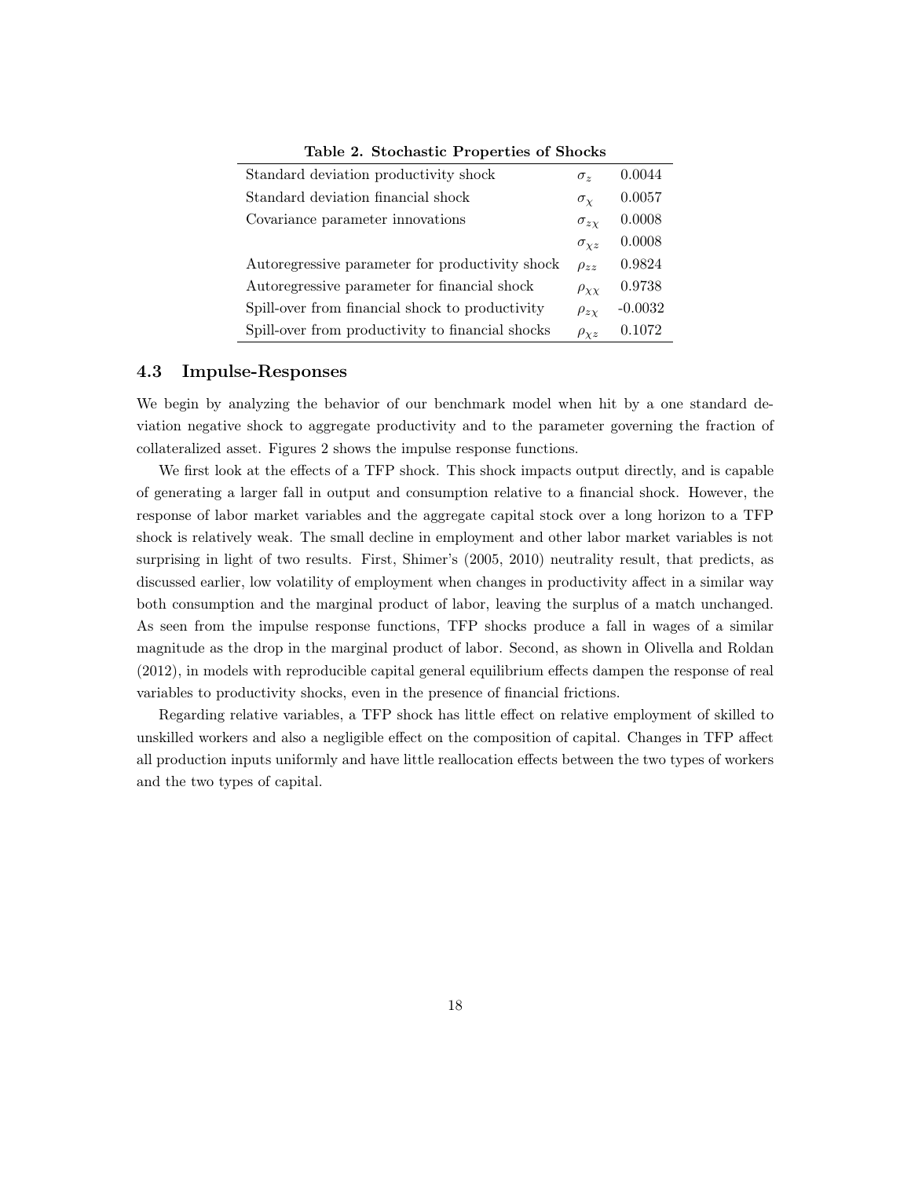**Table 2. Stochastic Properties of Shocks**

| | | |
|---|---|---|
| Standard deviation productivity shock | $\sigma_z$ | 0.0044 |
| Standard deviation financial shock | $\sigma_\chi$ | 0.0057 |
| Covariance parameter innovations | $\sigma_{z\chi}$ | 0.0008 |
| | $\sigma_{\chi z}$ | 0.0008 |
| Autoregressive parameter for productivity shock | $\rho_{zz}$ | 0.9824 |
| Autoregressive parameter for financial shock | $\rho_{\chi\chi}$ | 0.9738 |
| Spill-over from financial shock to productivity | $\rho_{z\chi}$ | -0.0032 |
| Spill-over from productivity to financial shocks | $\rho_{\chi z}$ | 0.1072 |

### 4.3 Impulse-Responses

We begin by analyzing the behavior of our benchmark model when hit by a one standard deviation negative shock to aggregate productivity and to the parameter governing the fraction of collateralized asset. Figures 2 shows the impulse response functions.

We first look at the effects of a TFP shock. This shock impacts output directly, and is capable of generating a larger fall in output and consumption relative to a financial shock. However, the response of labor market variables and the aggregate capital stock over a long horizon to a TFP shock is relatively weak. The small decline in employment and other labor market variables is not surprising in light of two results. First, Shimer's (2005, 2010) neutrality result, that predicts, as discussed earlier, low volatility of employment when changes in productivity affect in a similar way both consumption and the marginal product of labor, leaving the surplus of a match unchanged. As seen from the impulse response functions, TFP shocks produce a fall in wages of a similar magnitude as the drop in the marginal product of labor. Second, as shown in Olivella and Roldan (2012), in models with reproducible capital general equilibrium effects dampen the response of real variables to productivity shocks, even in the presence of financial frictions.

Regarding relative variables, a TFP shock has little effect on relative employment of skilled to unskilled workers and also a negligible effect on the composition of capital. Changes in TFP affect all production inputs uniformly and have little reallocation effects between the two types of workers and the two types of capital.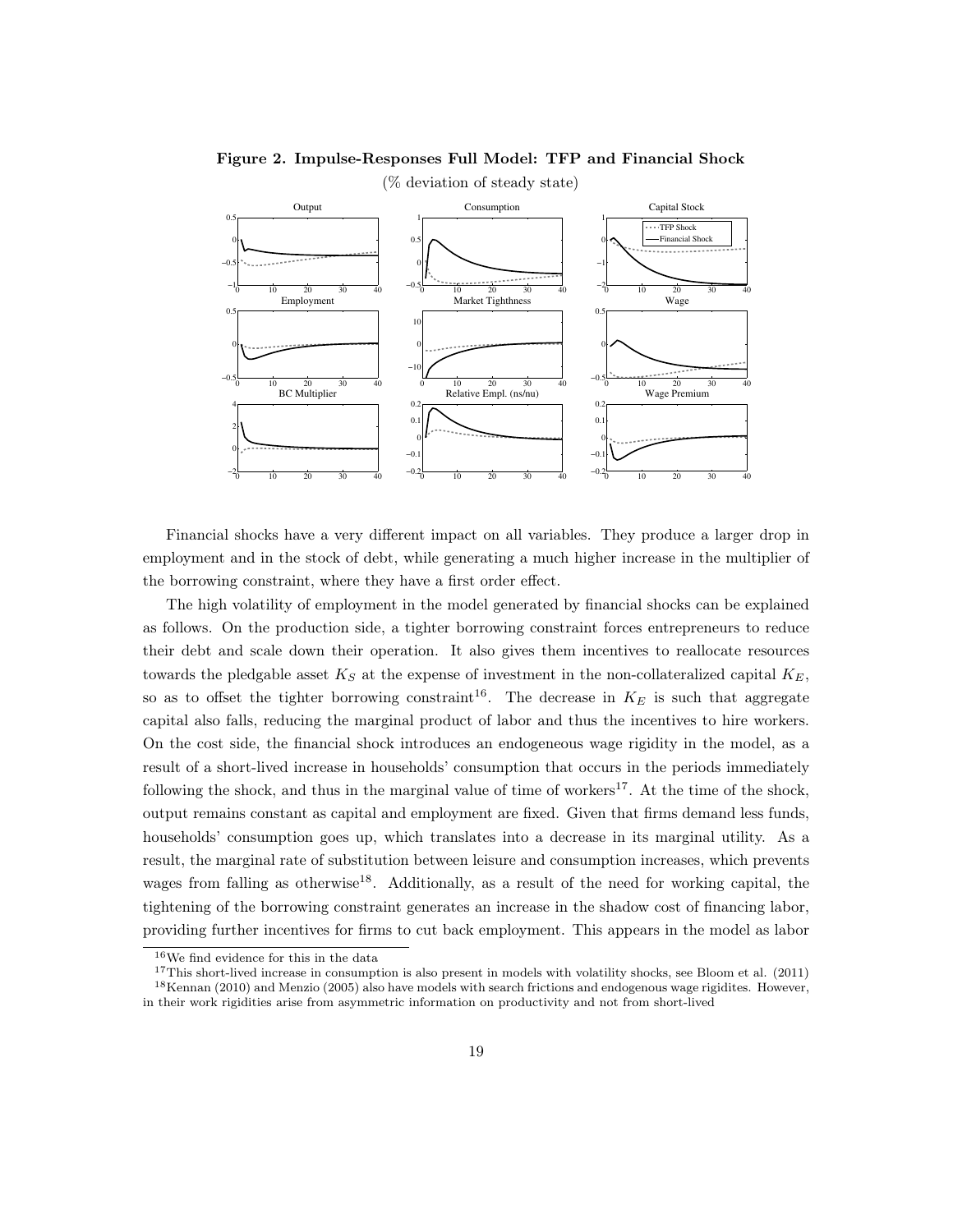**Figure 2. Impulse-Responses Full Model: TFP and Financial Shock**

(% deviation of steady state)

Financial shocks have a very different impact on all variables. They produce a larger drop in employment and in the stock of debt, while generating a much higher increase in the multiplier of the borrowing constraint, where they have a first order effect.

The high volatility of employment in the model generated by financial shocks can be explained as follows. On the production side, a tighter borrowing constraint forces entrepreneurs to reduce their debt and scale down their operation. It also gives them incentives to reallocate resources towards the pledgable asset $K_S$ at the expense of investment in the non-collateralized capital $K_E$, so as to offset the tighter borrowing constraint[16]. The decrease in $K_E$ is such that aggregate capital also falls, reducing the marginal product of labor and thus the incentives to hire workers. On the cost side, the financial shock introduces an endogeneous wage rigidity in the model, as a result of a short-lived increase in households' consumption that occurs in the periods immediately following the shock, and thus in the marginal value of time of workers[17]. At the time of the shock, output remains constant as capital and employment are fixed. Given that firms demand less funds, households' consumption goes up, which translates into a decrease in its marginal utility. As a result, the marginal rate of substitution between leisure and consumption increases, which prevents wages from falling as otherwise[18]. Additionally, as a result of the need for working capital, the tightening of the borrowing constraint generates an increase in the shadow cost of financing labor, providing further incentives for firms to cut back employment. This appears in the model as labor

---

[16] We find evidence for this in the data

[17] This short-lived increase in consumption is also present in models with volatility shocks, see Bloom et al. (2011)

[18] Kennan (2010) and Menzio (2005) also have models with search frictions and endogenous wage rigidites. However, in their work rigidities arise from asymmetric information on productivity and not from short-lived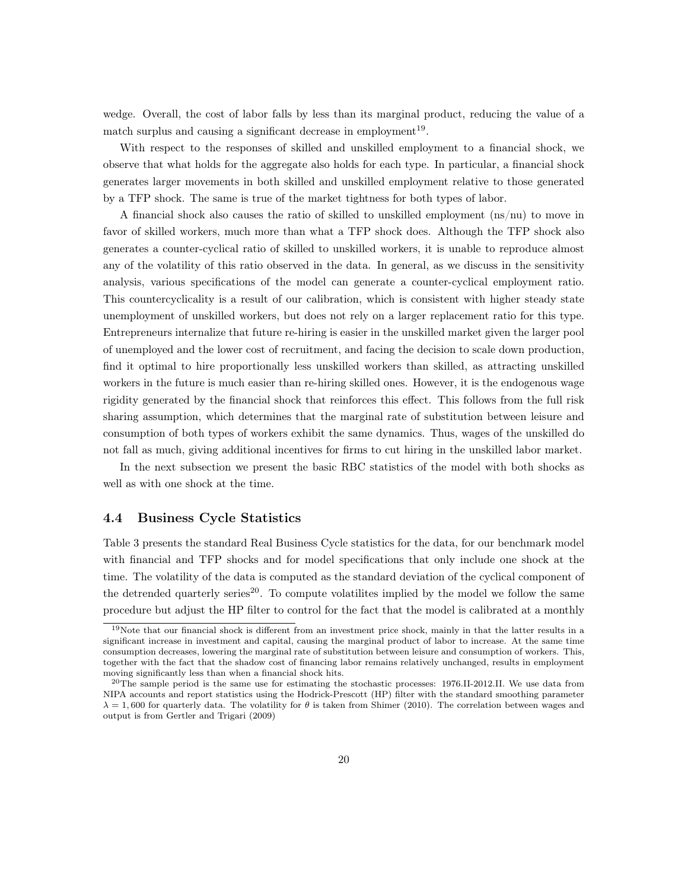wedge. Overall, the cost of labor falls by less than its marginal product, reducing the value of a match surplus and causing a significant decrease in employment[19].

With respect to the responses of skilled and unskilled employment to a financial shock, we observe that what holds for the aggregate also holds for each type. In particular, a financial shock generates larger movements in both skilled and unskilled employment relative to those generated by a TFP shock. The same is true of the market tightness for both types of labor.

A financial shock also causes the ratio of skilled to unskilled employment (ns/nu) to move in favor of skilled workers, much more than what a TFP shock does. Although the TFP shock also generates a counter-cyclical ratio of skilled to unskilled workers, it is unable to reproduce almost any of the volatility of this ratio observed in the data. In general, as we discuss in the sensitivity analysis, various specifications of the model can generate a counter-cyclical employment ratio. This countercyclicality is a result of our calibration, which is consistent with higher steady state unemployment of unskilled workers, but does not rely on a larger replacement ratio for this type. Entrepreneurs internalize that future re-hiring is easier in the unskilled market given the larger pool of unemployed and the lower cost of recruitment, and facing the decision to scale down production, find it optimal to hire proportionally less unskilled workers than skilled, as attracting unskilled workers in the future is much easier than re-hiring skilled ones. However, it is the endogenous wage rigidity generated by the financial shock that reinforces this effect. This follows from the full risk sharing assumption, which determines that the marginal rate of substitution between leisure and consumption of both types of workers exhibit the same dynamics. Thus, wages of the unskilled do not fall as much, giving additional incentives for firms to cut hiring in the unskilled labor market.

In the next subsection we present the basic RBC statistics of the model with both shocks as well as with one shock at the time.

### 4.4 Business Cycle Statistics

Table 3 presents the standard Real Business Cycle statistics for the data, for our benchmark model with financial and TFP shocks and for model specifications that only include one shock at the time. The volatility of the data is computed as the standard deviation of the cyclical component of the detrended quarterly series[20]. To compute volatilites implied by the model we follow the same procedure but adjust the HP filter to control for the fact that the model is calibrated at a monthly

---

[19] Note that our financial shock is different from an investment price shock, mainly in that the latter results in a significant increase in investment and capital, causing the marginal product of labor to increase. At the same time consumption decreases, lowering the marginal rate of substitution between leisure and consumption of workers. This, together with the fact that the shadow cost of financing labor remains relatively unchanged, results in employment moving significantly less than when a financial shock hits.

[20] The sample period is the same use for estimating the stochastic processes: 1976.II-2012.II. We use data from NIPA accounts and report statistics using the Hodrick-Prescott (HP) filter with the standard smoothing parameter $\lambda = 1,600$ for quarterly data. The volatility for $\theta$ is taken from Shimer (2010). The correlation between wages and output is from Gertler and Trigari (2009)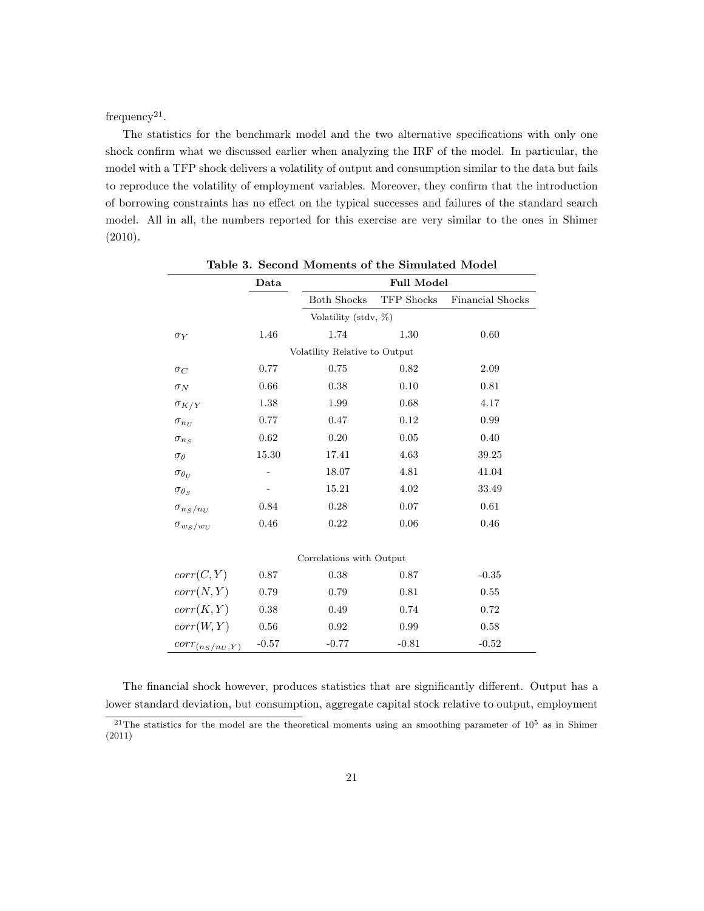frequency[21].

The statistics for the benchmark model and the two alternative specifications with only one shock confirm what we discussed earlier when analyzing the IRF of the model. In particular, the model with a TFP shock delivers a volatility of output and consumption similar to the data but fails to reproduce the volatility of employment variables. Moreover, they confirm that the introduction of borrowing constraints has no effect on the typical successes and failures of the standard search model. All in all, the numbers reported for this exercise are very similar to the ones in Shimer (2010).

**Table 3. Second Moments of the Simulated Model**

| | **Data** | **Full Model** | | |
|---|---|---|---|---|
| | | Both Shocks | TFP Shocks | Financial Shocks |
| | | Volatility (stdv, %) | | |
| $\sigma_Y$ | 1.46 | 1.74 | 1.30 | 0.60 |
| | | Volatility Relative to Output | | |
| $\sigma_C$ | 0.77 | 0.75 | 0.82 | 2.09 |
| $\sigma_N$ | 0.66 | 0.38 | 0.10 | 0.81 |
| $\sigma_{K/Y}$ | 1.38 | 1.99 | 0.68 | 4.17 |
| $\sigma_{n_U}$ | 0.77 | 0.47 | 0.12 | 0.99 |
| $\sigma_{n_S}$ | 0.62 | 0.20 | 0.05 | 0.40 |
| $\sigma_\theta$ | 15.30 | 17.41 | 4.63 | 39.25 |
| $\sigma_{\theta_U}$ | - | 18.07 | 4.81 | 41.04 |
| $\sigma_{\theta_S}$ | - | 15.21 | 4.02 | 33.49 |
| $\sigma_{n_S/n_U}$ | 0.84 | 0.28 | 0.07 | 0.61 |
| $\sigma_{w_S/w_U}$ | 0.46 | 0.22 | 0.06 | 0.46 |
| | | Correlations with Output | | |
| $corr(C,Y)$ | 0.87 | 0.38 | 0.87 | -0.35 |
| $corr(N,Y)$ | 0.79 | 0.79 | 0.81 | 0.55 |
| $corr(K,Y)$ | 0.38 | 0.49 | 0.74 | 0.72 |
| $corr(W,Y)$ | 0.56 | 0.92 | 0.99 | 0.58 |
| $corr_{(n_S/n_U,Y)}$ | -0.57 | -0.77 | -0.81 | -0.52 |

The financial shock however, produces statistics that are significantly different. Output has a lower standard deviation, but consumption, aggregate capital stock relative to output, employment

[21] The statistics for the model are the theoretical moments using an smoothing parameter of $10^5$ as in Shimer (2011)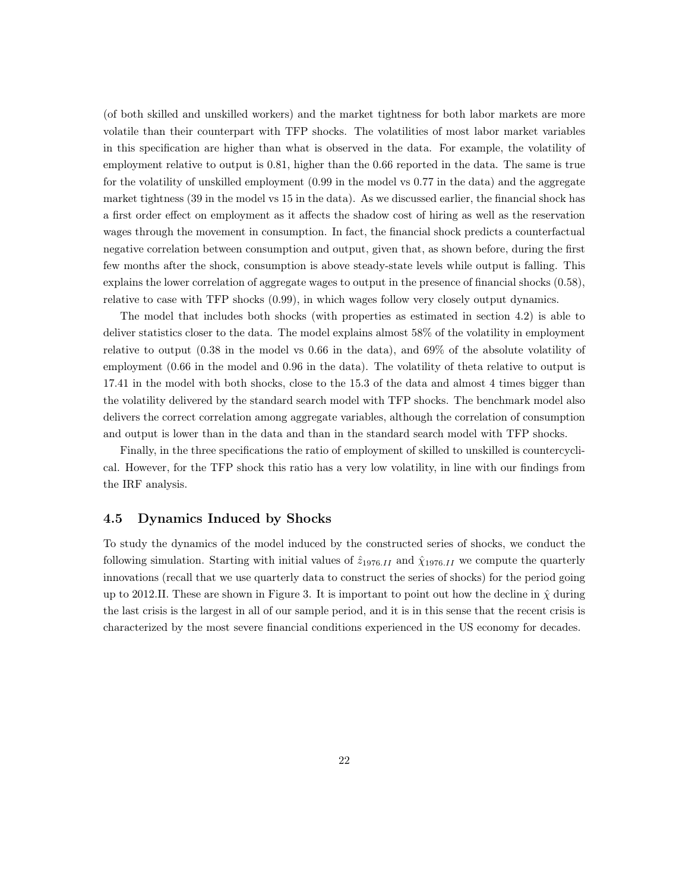(of both skilled and unskilled workers) and the market tightness for both labor markets are more volatile than their counterpart with TFP shocks. The volatilities of most labor market variables in this specification are higher than what is observed in the data. For example, the volatility of employment relative to output is 0.81, higher than the 0.66 reported in the data. The same is true for the volatility of unskilled employment (0.99 in the model vs 0.77 in the data) and the aggregate market tightness (39 in the model vs 15 in the data). As we discussed earlier, the financial shock has a first order effect on employment as it affects the shadow cost of hiring as well as the reservation wages through the movement in consumption. In fact, the financial shock predicts a counterfactual negative correlation between consumption and output, given that, as shown before, during the first few months after the shock, consumption is above steady-state levels while output is falling. This explains the lower correlation of aggregate wages to output in the presence of financial shocks (0.58), relative to case with TFP shocks (0.99), in which wages follow very closely output dynamics.

The model that includes both shocks (with properties as estimated in section 4.2) is able to deliver statistics closer to the data. The model explains almost 58% of the volatility in employment relative to output (0.38 in the model vs 0.66 in the data), and 69% of the absolute volatility of employment (0.66 in the model and 0.96 in the data). The volatility of theta relative to output is 17.41 in the model with both shocks, close to the 15.3 of the data and almost 4 times bigger than the volatility delivered by the standard search model with TFP shocks. The benchmark model also delivers the correct correlation among aggregate variables, although the correlation of consumption and output is lower than in the data and than in the standard search model with TFP shocks.

Finally, in the three specifications the ratio of employment of skilled to unskilled is countercyclical. However, for the TFP shock this ratio has a very low volatility, in line with our findings from the IRF analysis.

## 4.5 Dynamics Induced by Shocks

To study the dynamics of the model induced by the constructed series of shocks, we conduct the following simulation. Starting with initial values of $\hat{z}_{1976.II}$ and $\hat{\chi}_{1976.II}$ we compute the quarterly innovations (recall that we use quarterly data to construct the series of shocks) for the period going up to 2012.II. These are shown in Figure 3. It is important to point out how the decline in $\hat{\chi}$ during the last crisis is the largest in all of our sample period, and it is in this sense that the recent crisis is characterized by the most severe financial conditions experienced in the US economy for decades.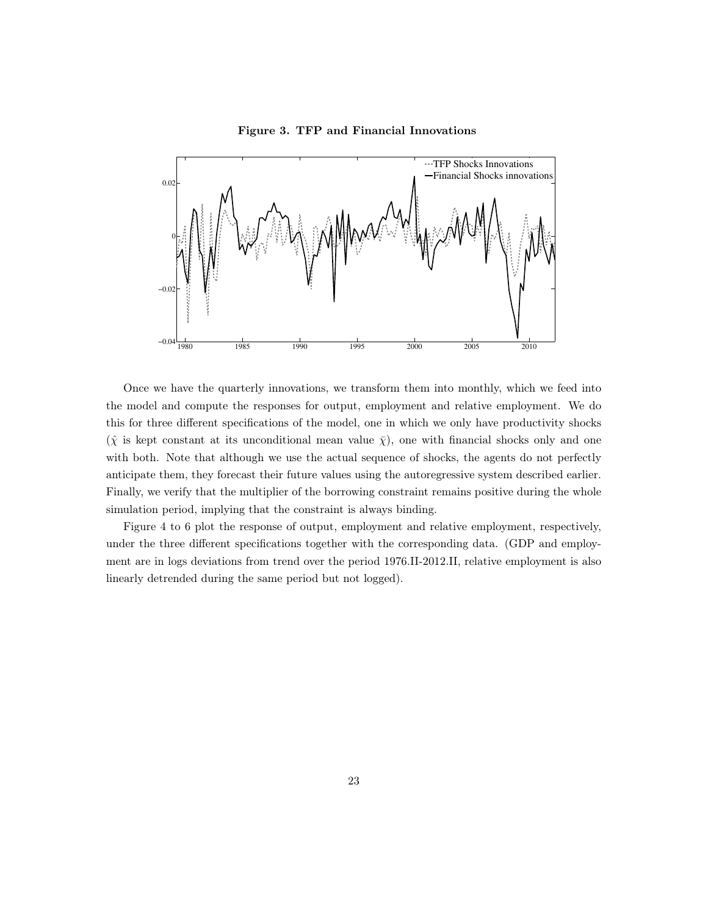**Figure 3. TFP and Financial Innovations**

Once we have the quarterly innovations, we transform them into monthly, which we feed into the model and compute the responses for output, employment and relative employment. We do this for three different specifications of the model, one in which we only have productivity shocks ($\hat{\chi}$ is kept constant at its unconditional mean value $\bar{\chi}$), one with financial shocks only and one with both. Note that although we use the actual sequence of shocks, the agents do not perfectly anticipate them, they forecast their future values using the autoregressive system described earlier. Finally, we verify that the multiplier of the borrowing constraint remains positive during the whole simulation period, implying that the constraint is always binding.

Figure 4 to 6 plot the response of output, employment and relative employment, respectively, under the three different specifications together with the corresponding data. (GDP and employment are in logs deviations from trend over the period 1976.II-2012.II, relative employment is also linearly detrended during the same period but not logged).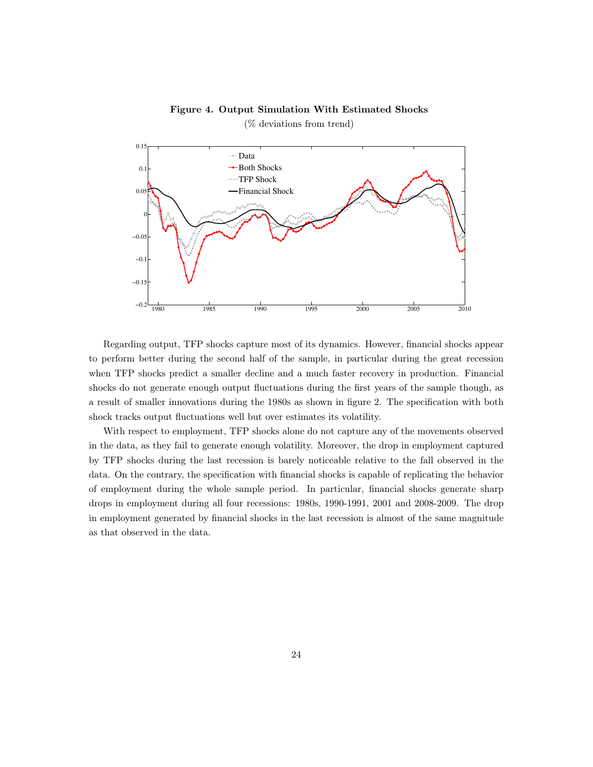**Figure 4. Output Simulation With Estimated Shocks**

(% deviations from trend)

Regarding output, TFP shocks capture most of its dynamics. However, financial shocks appear to perform better during the second half of the sample, in particular during the great recession when TFP shocks predict a smaller decline and a much faster recovery in production. Financial shocks do not generate enough output fluctuations during the first years of the sample though, as a result of smaller innovations during the 1980s as shown in figure 2. The specification with both shock tracks output fluctuations well but over estimates its volatility.

With respect to employment, TFP shocks alone do not capture any of the movements observed in the data, as they fail to generate enough volatility. Moreover, the drop in employment captured by TFP shocks during the last recession is barely noticeable relative to the fall observed in the data. On the contrary, the specification with financial shocks is capable of replicating the behavior of employment during the whole sample period. In particular, financial shocks generate sharp drops in employment during all four recessions: 1980s, 1990-1991, 2001 and 2008-2009. The drop in employment generated by financial shocks in the last recession is almost of the same magnitude as that observed in the data.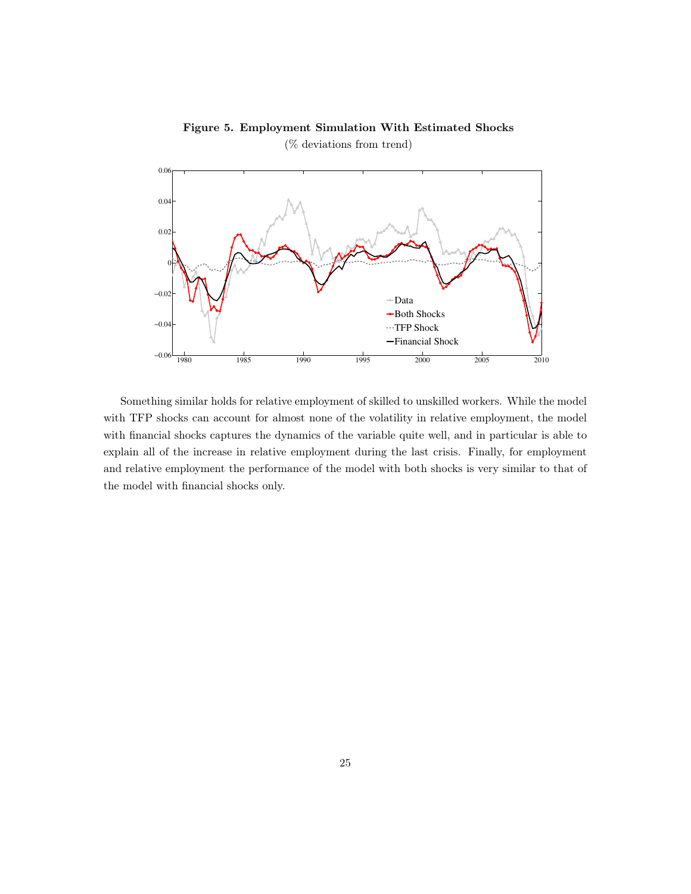**Figure 5. Employment Simulation With Estimated Shocks**

(% deviations from trend)

Something similar holds for relative employment of skilled to unskilled workers. While the model with TFP shocks can account for almost none of the volatility in relative employment, the model with financial shocks captures the dynamics of the variable quite well, and in particular is able to explain all of the increase in relative employment during the last crisis. Finally, for employment and relative employment the performance of the model with both shocks is very similar to that of the model with financial shocks only.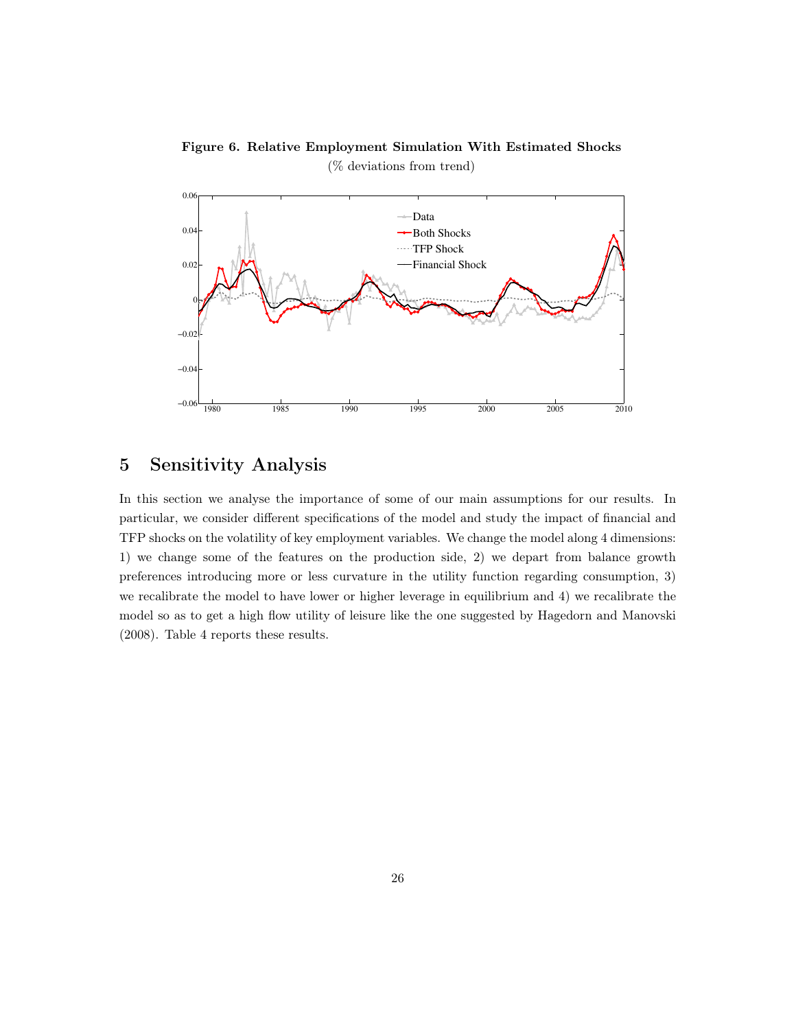**Figure 6. Relative Employment Simulation With Estimated Shocks**

(% deviations from trend)

## 5 Sensitivity Analysis

In this section we analyse the importance of some of our main assumptions for our results. In particular, we consider different specifications of the model and study the impact of financial and TFP shocks on the volatility of key employment variables. We change the model along 4 dimensions: 1) we change some of the features on the production side, 2) we depart from balance growth preferences introducing more or less curvature in the utility function regarding consumption, 3) we recalibrate the model to have lower or higher leverage in equilibrium and 4) we recalibrate the model so as to get a high flow utility of leisure like the one suggested by Hagedorn and Manovski (2008). Table 4 reports these results.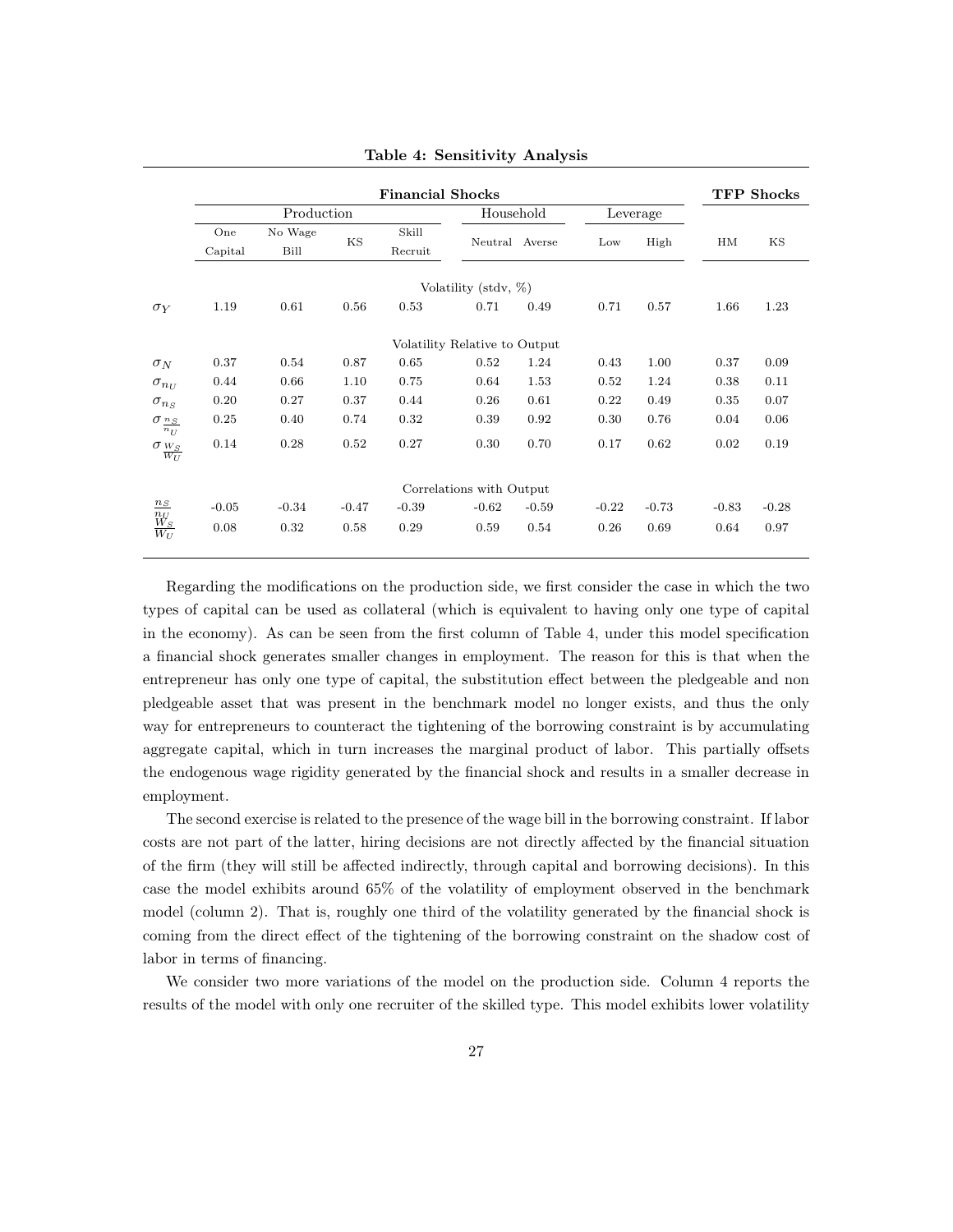**Table 4: Sensitivity Analysis**

| | **Financial Shocks** | | | | | | | | **TFP Shocks** | |
|---|---|---|---|---|---|---|---|---|---|---|
| | Production | | | | Household | | Leverage | | | |
| | One Capital | No Wage Bill | KS | Skill Recruit | Neutral | Averse | Low | High | HM | KS |
| | Volatility (stdv, %) | | | | | | | | | |
| $\sigma_Y$ | 1.19 | 0.61 | 0.56 | 0.53 | 0.71 | 0.49 | 0.71 | 0.57 | 1.66 | 1.23 |
| | Volatility Relative to Output | | | | | | | | | |
| $\sigma_N$ | 0.37 | 0.54 | 0.87 | 0.65 | 0.52 | 1.24 | 0.43 | 1.00 | 0.37 | 0.09 |
| $\sigma_{n_U}$ | 0.44 | 0.66 | 1.10 | 0.75 | 0.64 | 1.53 | 0.52 | 1.24 | 0.38 | 0.11 |
| $\sigma_{n_S}$ | 0.20 | 0.27 | 0.37 | 0.44 | 0.26 | 0.61 | 0.22 | 0.49 | 0.35 | 0.07 |
| $\sigma_{\frac{n_S}{n_U}}$ | 0.25 | 0.40 | 0.74 | 0.32 | 0.39 | 0.92 | 0.30 | 0.76 | 0.04 | 0.06 |
| $\sigma_{\frac{W_S}{W_U}}$ | 0.14 | 0.28 | 0.52 | 0.27 | 0.30 | 0.70 | 0.17 | 0.62 | 0.02 | 0.19 |
| | Correlations with Output | | | | | | | | | |
| $\frac{n_S}{n_U}$ | -0.05 | -0.34 | -0.47 | -0.39 | -0.62 | -0.59 | -0.22 | -0.73 | -0.83 | -0.28 |
| $\frac{W_S}{W_U}$ | 0.08 | 0.32 | 0.58 | 0.29 | 0.59 | 0.54 | 0.26 | 0.69 | 0.64 | 0.97 |

Regarding the modifications on the production side, we first consider the case in which the two types of capital can be used as collateral (which is equivalent to having only one type of capital in the economy). As can be seen from the first column of Table 4, under this model specification a financial shock generates smaller changes in employment. The reason for this is that when the entrepreneur has only one type of capital, the substitution effect between the pledgeable and non pledgeable asset that was present in the benchmark model no longer exists, and thus the only way for entrepreneurs to counteract the tightening of the borrowing constraint is by accumulating aggregate capital, which in turn increases the marginal product of labor. This partially offsets the endogenous wage rigidity generated by the financial shock and results in a smaller decrease in employment.

The second exercise is related to the presence of the wage bill in the borrowing constraint. If labor costs are not part of the latter, hiring decisions are not directly affected by the financial situation of the firm (they will still be affected indirectly, through capital and borrowing decisions). In this case the model exhibits around 65% of the volatility of employment observed in the benchmark model (column 2). That is, roughly one third of the volatility generated by the financial shock is coming from the direct effect of the tightening of the borrowing constraint on the shadow cost of labor in terms of financing.

We consider two more variations of the model on the production side. Column 4 reports the results of the model with only one recruiter of the skilled type. This model exhibits lower volatility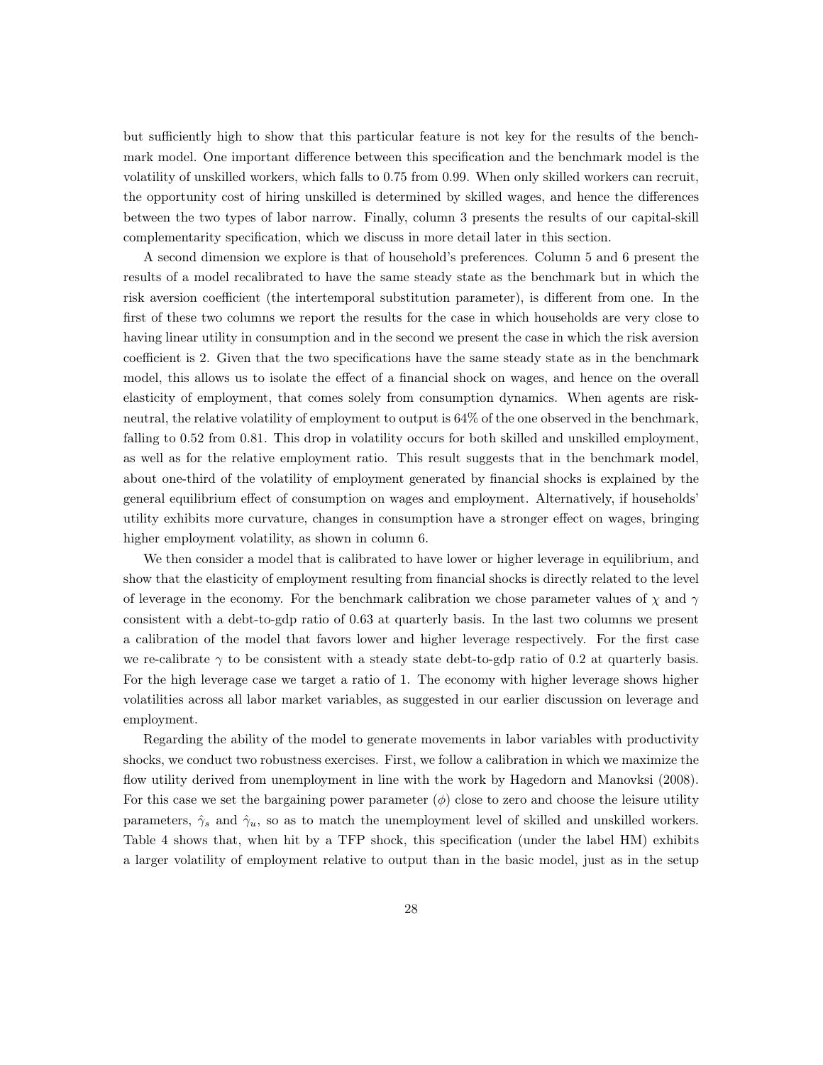but sufficiently high to show that this particular feature is not key for the results of the benchmark model. One important difference between this specification and the benchmark model is the volatility of unskilled workers, which falls to 0.75 from 0.99. When only skilled workers can recruit, the opportunity cost of hiring unskilled is determined by skilled wages, and hence the differences between the two types of labor narrow. Finally, column 3 presents the results of our capital-skill complementarity specification, which we discuss in more detail later in this section.

A second dimension we explore is that of household's preferences. Column 5 and 6 present the results of a model recalibrated to have the same steady state as the benchmark but in which the risk aversion coefficient (the intertemporal substitution parameter), is different from one. In the first of these two columns we report the results for the case in which households are very close to having linear utility in consumption and in the second we present the case in which the risk aversion coefficient is 2. Given that the two specifications have the same steady state as in the benchmark model, this allows us to isolate the effect of a financial shock on wages, and hence on the overall elasticity of employment, that comes solely from consumption dynamics. When agents are risk-neutral, the relative volatility of employment to output is 64% of the one observed in the benchmark, falling to 0.52 from 0.81. This drop in volatility occurs for both skilled and unskilled employment, as well as for the relative employment ratio. This result suggests that in the benchmark model, about one-third of the volatility of employment generated by financial shocks is explained by the general equilibrium effect of consumption on wages and employment. Alternatively, if households' utility exhibits more curvature, changes in consumption have a stronger effect on wages, bringing higher employment volatility, as shown in column 6.

We then consider a model that is calibrated to have lower or higher leverage in equilibrium, and show that the elasticity of employment resulting from financial shocks is directly related to the level of leverage in the economy. For the benchmark calibration we chose parameter values of $\chi$ and $\gamma$ consistent with a debt-to-gdp ratio of 0.63 at quarterly basis. In the last two columns we present a calibration of the model that favors lower and higher leverage respectively. For the first case we re-calibrate $\gamma$ to be consistent with a steady state debt-to-gdp ratio of 0.2 at quarterly basis. For the high leverage case we target a ratio of 1. The economy with higher leverage shows higher volatilities across all labor market variables, as suggested in our earlier discussion on leverage and employment.

Regarding the ability of the model to generate movements in labor variables with productivity shocks, we conduct two robustness exercises. First, we follow a calibration in which we maximize the flow utility derived from unemployment in line with the work by Hagedorn and Manovksi (2008). For this case we set the bargaining power parameter ($\phi$) close to zero and choose the leisure utility parameters, $\hat{\gamma}_s$ and $\hat{\gamma}_u$, so as to match the unemployment level of skilled and unskilled workers. Table 4 shows that, when hit by a TFP shock, this specification (under the label HM) exhibits a larger volatility of employment relative to output than in the basic model, just as in the setup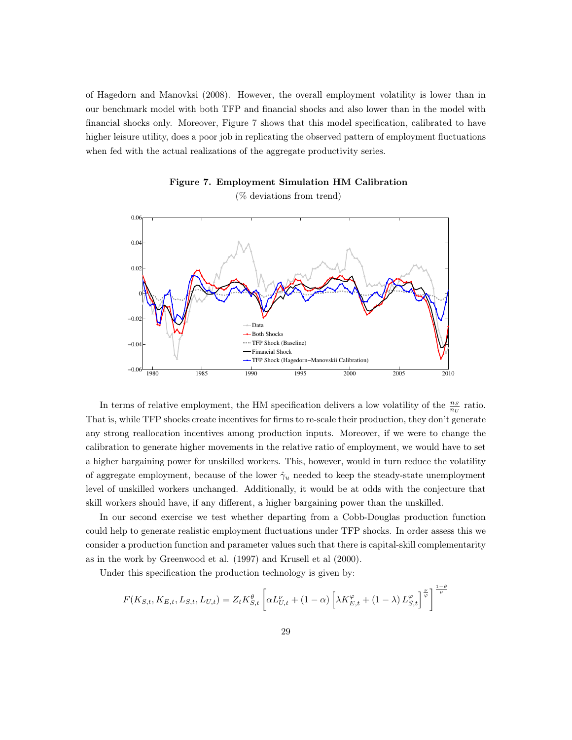of Hagedorn and Manovksi (2008). However, the overall employment volatility is lower than in our benchmark model with both TFP and financial shocks and also lower than in the model with financial shocks only. Moreover, Figure 7 shows that this model specification, calibrated to have higher leisure utility, does a poor job in replicating the observed pattern of employment fluctuations when fed with the actual realizations of the aggregate productivity series.

**Figure 7. Employment Simulation HM Calibration**

(% deviations from trend)

In terms of relative employment, the HM specification delivers a low volatility of the $\frac{n_S}{n_U}$ ratio. That is, while TFP shocks create incentives for firms to re-scale their production, they don't generate any strong reallocation incentives among production inputs. Moreover, if we were to change the calibration to generate higher movements in the relative ratio of employment, we would have to set a higher bargaining power for unskilled workers. This, however, would in turn reduce the volatility of aggregate employment, because of the lower $\hat{\gamma}_u$ needed to keep the steady-state unemployment level of unskilled workers unchanged. Additionally, it would be at odds with the conjecture that skill workers should have, if any different, a higher bargaining power than the unskilled.

In our second exercise we test whether departing from a Cobb-Douglas production function could help to generate realistic employment fluctuations under TFP shocks. In order assess this we consider a production function and parameter values such that there is capital-skill complementarity as in the work by Greenwood et al. (1997) and Krusell et al (2000).

Under this specification the production technology is given by:

$$F(K_{S,t}, K_{E,t}, L_{S,t}, L_{U,t}) = Z_t K_{S,t}^{\theta} \left[ \alpha L_{U,t}^{\nu} + (1-\alpha) \left[ \lambda K_{E,t}^{\varphi} + (1-\lambda) L_{S,t}^{\varphi} \right]^{\frac{\nu}{\varphi}} \right]^{\frac{1-\theta}{\nu}}$$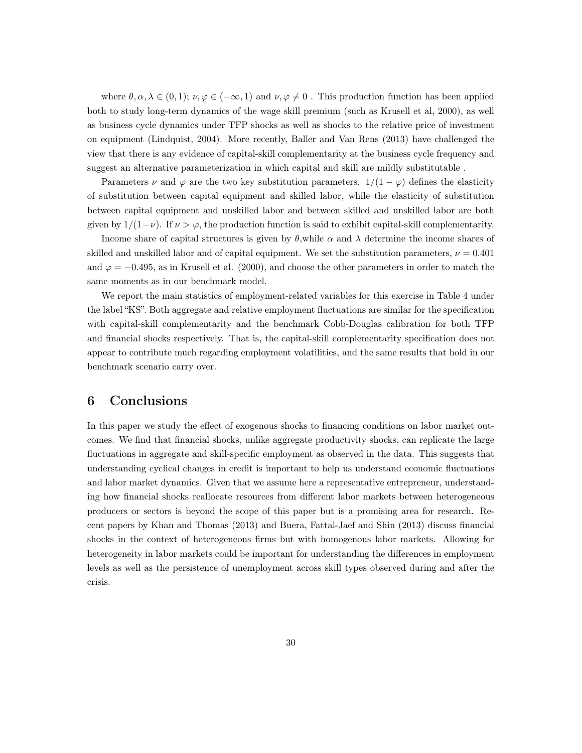where $\theta, \alpha, \lambda \in (0, 1)$; $\nu, \varphi \in (-\infty, 1)$ and $\nu, \varphi \neq 0$ . This production function has been applied both to study long-term dynamics of the wage skill premium (such as Krusell et al, 2000), as well as business cycle dynamics under TFP shocks as well as shocks to the relative price of investment on equipment (Lindquist, 2004). More recently, Baller and Van Rens (2013) have challenged the view that there is any evidence of capital-skill complementarity at the business cycle frequency and suggest an alternative parameterization in which capital and skill are mildly substitutable .

Parameters $\nu$ and $\varphi$ are the two key substitution parameters. $1/(1-\varphi)$ defines the elasticity of substitution between capital equipment and skilled labor, while the elasticity of substitution between capital equipment and unskilled labor and between skilled and unskilled labor are both given by $1/(1-\nu)$. If $\nu > \varphi$, the production function is said to exhibit capital-skill complementarity.

Income share of capital structures is given by $\theta$,while $\alpha$ and $\lambda$ determine the income shares of skilled and unskilled labor and of capital equipment. We set the substitution parameters, $\nu = 0.401$ and $\varphi = -0.495$, as in Krusell et al. (2000), and choose the other parameters in order to match the same moments as in our benchmark model.

We report the main statistics of employment-related variables for this exercise in Table 4 under the label "KS". Both aggregate and relative employment fluctuations are similar for the specification with capital-skill complementarity and the benchmark Cobb-Douglas calibration for both TFP and financial shocks respectively. That is, the capital-skill complementarity specification does not appear to contribute much regarding employment volatilities, and the same results that hold in our benchmark scenario carry over.

# 6 Conclusions

In this paper we study the effect of exogenous shocks to financing conditions on labor market outcomes. We find that financial shocks, unlike aggregate productivity shocks, can replicate the large fluctuations in aggregate and skill-specific employment as observed in the data. This suggests that understanding cyclical changes in credit is important to help us understand economic fluctuations and labor market dynamics. Given that we assume here a representative entrepreneur, understanding how financial shocks reallocate resources from different labor markets between heterogeneous producers or sectors is beyond the scope of this paper but is a promising area for research. Recent papers by Khan and Thomas (2013) and Buera, Fattal-Jaef and Shin (2013) discuss financial shocks in the context of heterogeneous firms but with homogenous labor markets. Allowing for heterogeneity in labor markets could be important for understanding the differences in employment levels as well as the persistence of unemployment across skill types observed during and after the crisis.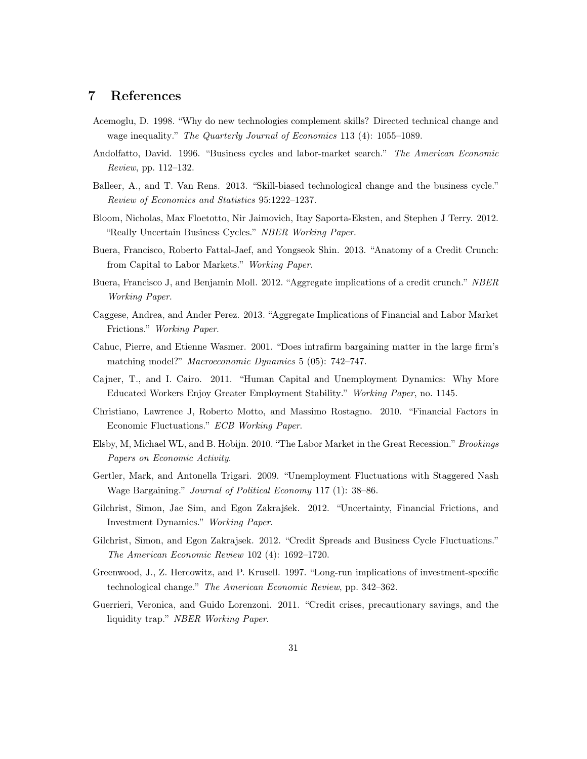# 7 References

Acemoglu, D. 1998. "Why do new technologies complement skills? Directed technical change and wage inequality." *The Quarterly Journal of Economics* 113 (4): 1055–1089.

Andolfatto, David. 1996. "Business cycles and labor-market search." *The American Economic Review*, pp. 112–132.

Balleer, A., and T. Van Rens. 2013. "Skill-biased technological change and the business cycle." *Review of Economics and Statistics* 95:1222–1237.

Bloom, Nicholas, Max Floetotto, Nir Jaimovich, Itay Saporta-Eksten, and Stephen J Terry. 2012. "Really Uncertain Business Cycles." *NBER Working Paper*.

Buera, Francisco, Roberto Fattal-Jaef, and Yongseok Shin. 2013. "Anatomy of a Credit Crunch: from Capital to Labor Markets." *Working Paper*.

Buera, Francisco J, and Benjamin Moll. 2012. "Aggregate implications of a credit crunch." *NBER Working Paper*.

Caggese, Andrea, and Ander Perez. 2013. "Aggregate Implications of Financial and Labor Market Frictions." *Working Paper*.

Cahuc, Pierre, and Etienne Wasmer. 2001. "Does intrafirm bargaining matter in the large firm's matching model?" *Macroeconomic Dynamics* 5 (05): 742–747.

Cajner, T., and I. Cairo. 2011. "Human Capital and Unemployment Dynamics: Why More Educated Workers Enjoy Greater Employment Stability." *Working Paper*, no. 1145.

Christiano, Lawrence J, Roberto Motto, and Massimo Rostagno. 2010. "Financial Factors in Economic Fluctuations." *ECB Working Paper*.

Elsby, M, Michael WL, and B. Hobijn. 2010. "The Labor Market in the Great Recession." *Brookings Papers on Economic Activity*.

Gertler, Mark, and Antonella Trigari. 2009. "Unemployment Fluctuations with Staggered Nash Wage Bargaining." *Journal of Political Economy* 117 (1): 38–86.

Gilchrist, Simon, Jae Sim, and Egon Zakrajśek. 2012. "Uncertainty, Financial Frictions, and Investment Dynamics." *Working Paper*.

Gilchrist, Simon, and Egon Zakrajsek. 2012. "Credit Spreads and Business Cycle Fluctuations." *The American Economic Review* 102 (4): 1692–1720.

Greenwood, J., Z. Hercowitz, and P. Krusell. 1997. "Long-run implications of investment-specific technological change." *The American Economic Review*, pp. 342–362.

Guerrieri, Veronica, and Guido Lorenzoni. 2011. "Credit crises, precautionary savings, and the liquidity trap." *NBER Working Paper*.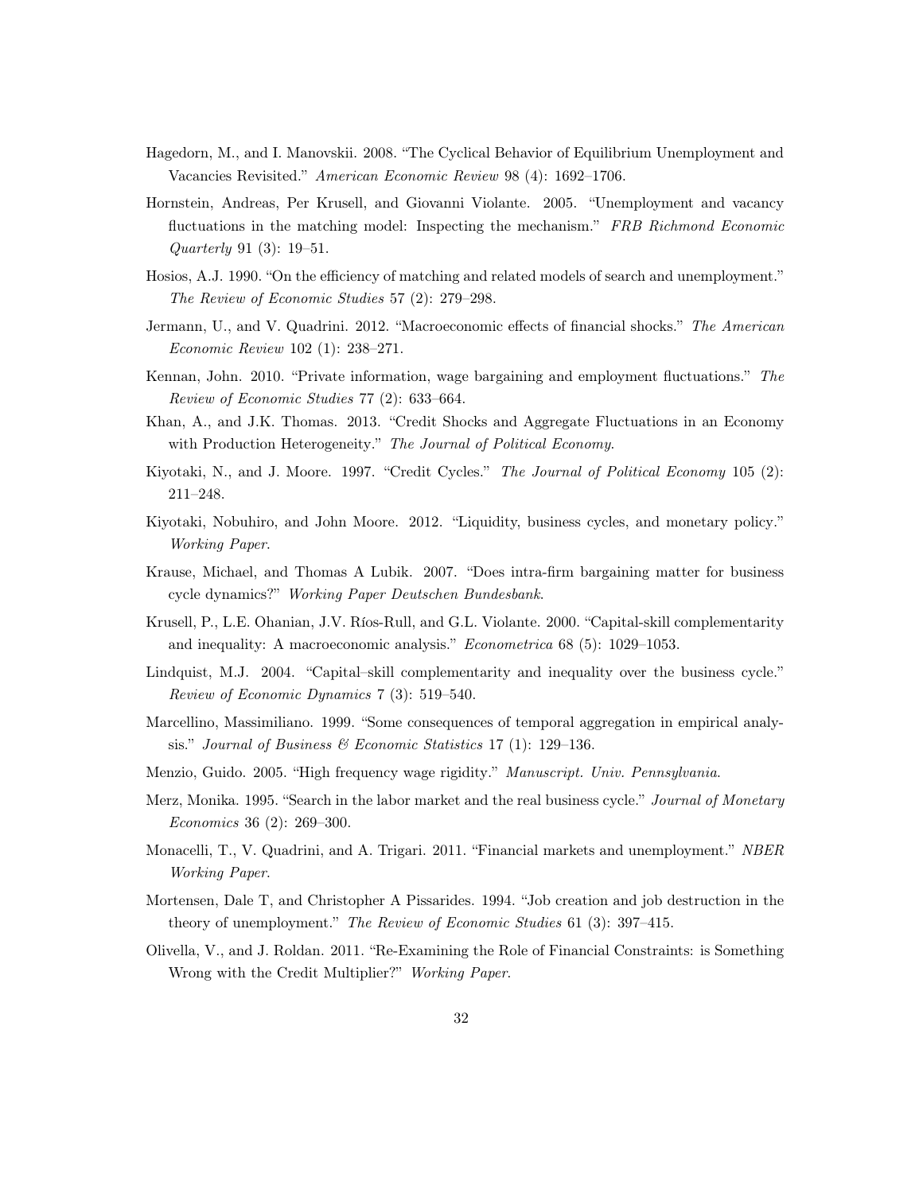Hagedorn, M., and I. Manovskii. 2008. "The Cyclical Behavior of Equilibrium Unemployment and Vacancies Revisited." *American Economic Review* 98 (4): 1692–1706.

Hornstein, Andreas, Per Krusell, and Giovanni Violante. 2005. "Unemployment and vacancy fluctuations in the matching model: Inspecting the mechanism." *FRB Richmond Economic Quarterly* 91 (3): 19–51.

Hosios, A.J. 1990. "On the efficiency of matching and related models of search and unemployment." *The Review of Economic Studies* 57 (2): 279–298.

Jermann, U., and V. Quadrini. 2012. "Macroeconomic effects of financial shocks." *The American Economic Review* 102 (1): 238–271.

Kennan, John. 2010. "Private information, wage bargaining and employment fluctuations." *The Review of Economic Studies* 77 (2): 633–664.

Khan, A., and J.K. Thomas. 2013. "Credit Shocks and Aggregate Fluctuations in an Economy with Production Heterogeneity." *The Journal of Political Economy*.

Kiyotaki, N., and J. Moore. 1997. "Credit Cycles." *The Journal of Political Economy* 105 (2): 211–248.

Kiyotaki, Nobuhiro, and John Moore. 2012. "Liquidity, business cycles, and monetary policy." *Working Paper*.

Krause, Michael, and Thomas A Lubik. 2007. "Does intra-firm bargaining matter for business cycle dynamics?" *Working Paper Deutschen Bundesbank*.

Krusell, P., L.E. Ohanian, J.V. Ríos-Rull, and G.L. Violante. 2000. "Capital-skill complementarity and inequality: A macroeconomic analysis." *Econometrica* 68 (5): 1029–1053.

Lindquist, M.J. 2004. "Capital–skill complementarity and inequality over the business cycle." *Review of Economic Dynamics* 7 (3): 519–540.

Marcellino, Massimiliano. 1999. "Some consequences of temporal aggregation in empirical analysis." *Journal of Business & Economic Statistics* 17 (1): 129–136.

Menzio, Guido. 2005. "High frequency wage rigidity." *Manuscript. Univ. Pennsylvania*.

Merz, Monika. 1995. "Search in the labor market and the real business cycle." *Journal of Monetary Economics* 36 (2): 269–300.

Monacelli, T., V. Quadrini, and A. Trigari. 2011. "Financial markets and unemployment." *NBER Working Paper*.

Mortensen, Dale T, and Christopher A Pissarides. 1994. "Job creation and job destruction in the theory of unemployment." *The Review of Economic Studies* 61 (3): 397–415.

Olivella, V., and J. Roldan. 2011. "Re-Examining the Role of Financial Constraints: is Something Wrong with the Credit Multiplier?" *Working Paper*.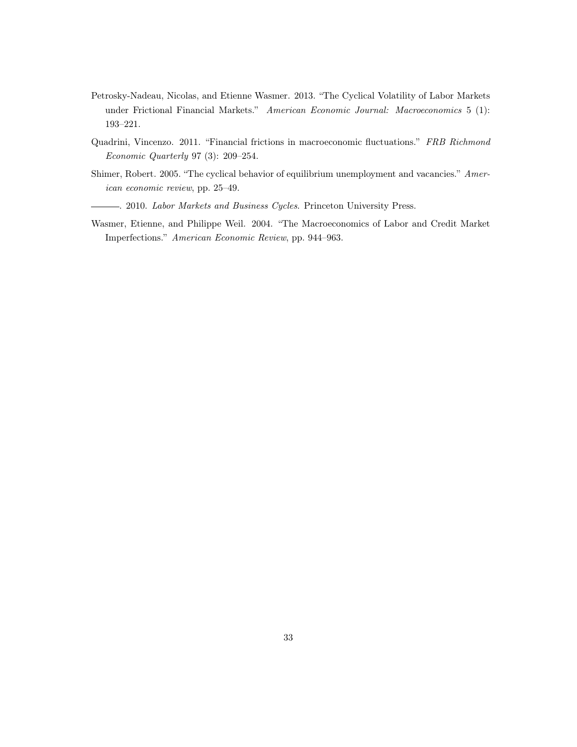Petrosky-Nadeau, Nicolas, and Etienne Wasmer. 2013. "The Cyclical Volatility of Labor Markets under Frictional Financial Markets." *American Economic Journal: Macroeconomics* 5 (1): 193–221.

Quadrini, Vincenzo. 2011. "Financial frictions in macroeconomic fluctuations." *FRB Richmond Economic Quarterly* 97 (3): 209–254.

Shimer, Robert. 2005. "The cyclical behavior of equilibrium unemployment and vacancies." *American economic review*, pp. 25–49.

———. 2010. *Labor Markets and Business Cycles*. Princeton University Press.

Wasmer, Etienne, and Philippe Weil. 2004. "The Macroeconomics of Labor and Credit Market Imperfections." *American Economic Review*, pp. 944–963.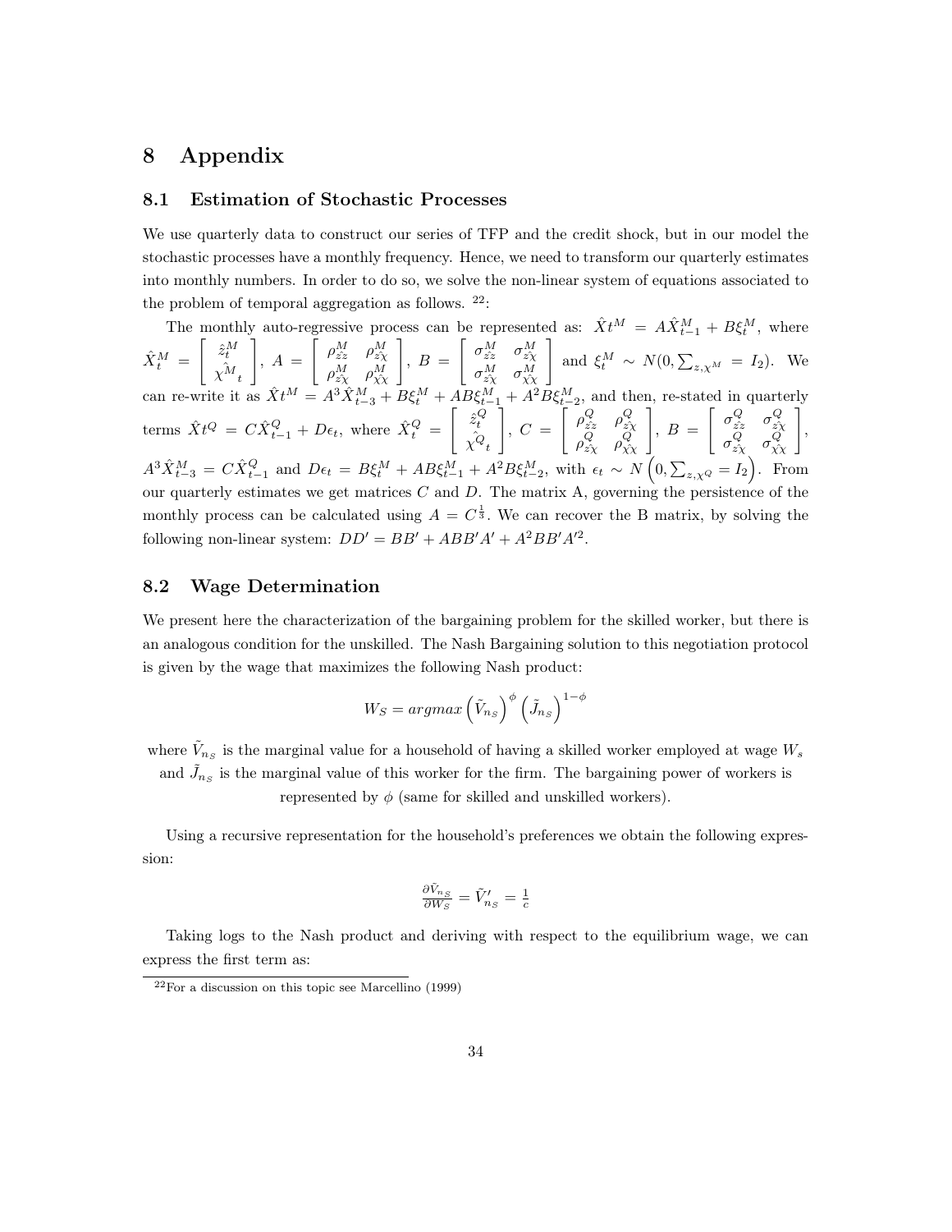# 8 Appendix

## 8.1 Estimation of Stochastic Processes

We use quarterly data to construct our series of TFP and the credit shock, but in our model the stochastic processes have a monthly frequency. Hence, we need to transform our quarterly estimates into monthly numbers. In order to do so, we solve the non-linear system of equations associated to the problem of temporal aggregation as follows. [22]:

The monthly auto-regressive process can be represented as: $\hat{X}t^M = A\hat{X}_{t-1}^M + B\xi_t^M$, where $\hat{X}_t^M = \begin{bmatrix} \hat{z}_t^M \\ \hat{\chi^M}_t \end{bmatrix}$, $A = \begin{bmatrix} \rho_{\hat{z}\hat{z}}^M & \rho_{\hat{z}\hat{\chi}}^M \\ \rho_{\hat{z}\hat{\chi}}^M & \rho_{\hat{\chi}\hat{\chi}}^M \end{bmatrix}$, $B = \begin{bmatrix} \sigma_{\hat{z}\hat{z}}^M & \sigma_{\hat{z}\hat{\chi}}^M \\ \sigma_{\hat{z}\hat{\chi}}^M & \sigma_{\hat{\chi}\hat{\chi}}^M \end{bmatrix}$ and $\xi_t^M \sim N(0, \sum_{z,\chi^M} = I_2)$. We can re-write it as $\hat{X}t^M = A^3\hat{X}_{t-3}^M + B\xi_t^M + AB\xi_{t-1}^M + A^2B\xi_{t-2}^M$, and then, re-stated in quarterly terms $\hat{X}t^Q = C\hat{X}_{t-1}^Q + D\epsilon_t$, where $\hat{X}_t^Q = \begin{bmatrix} \hat{z}_t^Q \\ \hat{\chi^Q}_t \end{bmatrix}$, $C = \begin{bmatrix} \rho_{\hat{z}\hat{z}}^Q & \rho_{\hat{z}\hat{\chi}}^Q \\ \rho_{\hat{z}\hat{\chi}}^Q & \rho_{\hat{\chi}\hat{\chi}}^Q \end{bmatrix}$, $B = \begin{bmatrix} \sigma_{\hat{z}\hat{z}}^Q & \sigma_{\hat{z}\hat{\chi}}^Q \\ \sigma_{\hat{z}\hat{\chi}}^Q & \sigma_{\hat{\chi}\hat{\chi}}^Q \end{bmatrix}$, $A^3\hat{X}_{t-3}^M = C\hat{X}_{t-1}^Q$ and $D\epsilon_t = B\xi_t^M + AB\xi_{t-1}^M + A^2B\xi_{t-2}^M$, with $\epsilon_t \sim N\left(0, \sum_{z,\chi^Q} = I_2\right)$. From our quarterly estimates we get matrices C and D. The matrix A, governing the persistence of the monthly process can be calculated using $A = C^{\frac{1}{3}}$. We can recover the B matrix, by solving the following non-linear system: $DD' = BB' + ABB'A' + A^2BB'A'^2$.

## 8.2 Wage Determination

We present here the characterization of the bargaining problem for the skilled worker, but there is an analogous condition for the unskilled. The Nash Bargaining solution to this negotiation protocol is given by the wage that maximizes the following Nash product:

$$W_S = argmax\left(\tilde{V}_{n_S}\right)^{\phi}\left(\tilde{J}_{n_S}\right)^{1-\phi}$$

where $\tilde{V}_{n_S}$ is the marginal value for a household of having a skilled worker employed at wage $W_s$ and $\tilde{J}_{n_S}$ is the marginal value of this worker for the firm. The bargaining power of workers is represented by $\phi$ (same for skilled and unskilled workers).

Using a recursive representation for the household's preferences we obtain the following expression:

$$\frac{\partial \tilde{V}_{n_S}}{\partial W_S} = \tilde{V}'_{n_S} = \frac{1}{c}$$

Taking logs to the Nash product and deriving with respect to the equilibrium wage, we can express the first term as:

[22] For a discussion on this topic see Marcellino (1999)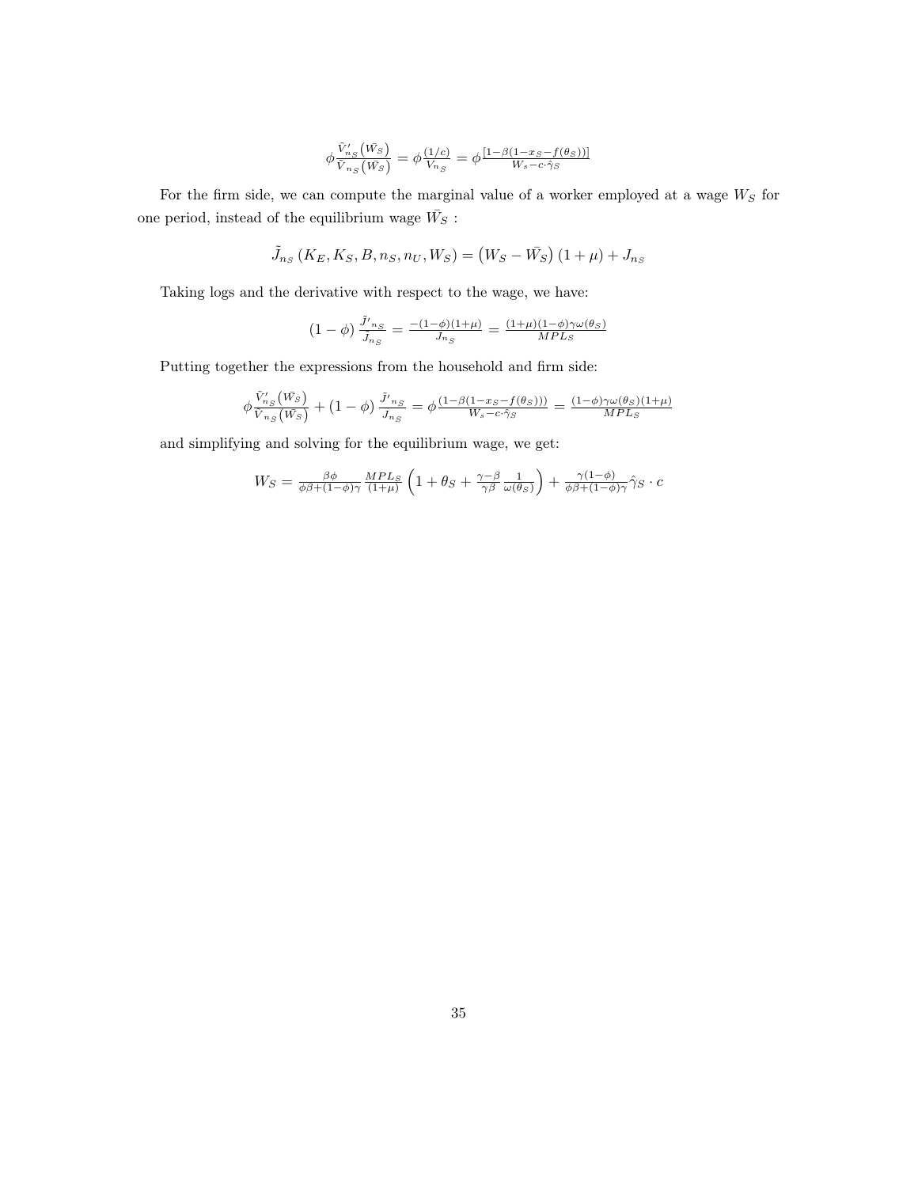$$\phi \frac{\tilde{V}'_{n_S}\left(\bar{W_S}\right)}{\tilde{V}_{n_S}\left(\bar{W_S}\right)} = \phi \frac{(1/c)}{V_{n_S}} = \phi \frac{[1-\beta(1-x_S-f(\theta_S))]}{W_s - c\cdot\hat{\gamma}_S}$$

For the firm side, we can compute the marginal value of a worker employed at a wage $W_S$ for one period, instead of the equilibrium wage $\bar{W_S}$ :

$$\tilde{J}_{n_S}\left(K_E, K_S, B, n_S, n_U, W_S\right) = \left(W_S - \bar{W_S}\right)(1+\mu) + J_{n_S}$$

Taking logs and the derivative with respect to the wage, we have:

$$(1-\phi)\,\frac{\tilde{J'}_{n_S}}{\tilde{J}_{n_S}} = \frac{-(1-\phi)(1+\mu)}{J_{n_S}} = \frac{(1+\mu)(1-\phi)\gamma\omega(\theta_S)}{MPL_S}$$

Putting together the expressions from the household and firm side:

$$\phi \frac{\tilde{V}'_{n_S}\left(\bar{W_S}\right)}{\tilde{V}_{n_S}\left(\bar{W_S}\right)} + (1-\phi)\,\frac{\tilde{J'}_{n_S}}{J_{n_S}} = \phi \frac{(1-\beta(1-x_S-f(\theta_S)))}{W_s - c\cdot\hat{\gamma}_S} = \frac{(1-\phi)\gamma\omega(\theta_S)(1+\mu)}{MPL_S}$$

and simplifying and solving for the equilibrium wage, we get:

$$W_S = \frac{\beta\phi}{\phi\beta+(1-\phi)\gamma}\,\frac{MPL_S}{(1+\mu)}\left(1+\theta_S+\frac{\gamma-\beta}{\gamma\beta}\,\frac{1}{\omega(\theta_S)}\right) + \frac{\gamma(1-\phi)}{\phi\beta+(1-\phi)\gamma}\hat{\gamma}_S\cdot c$$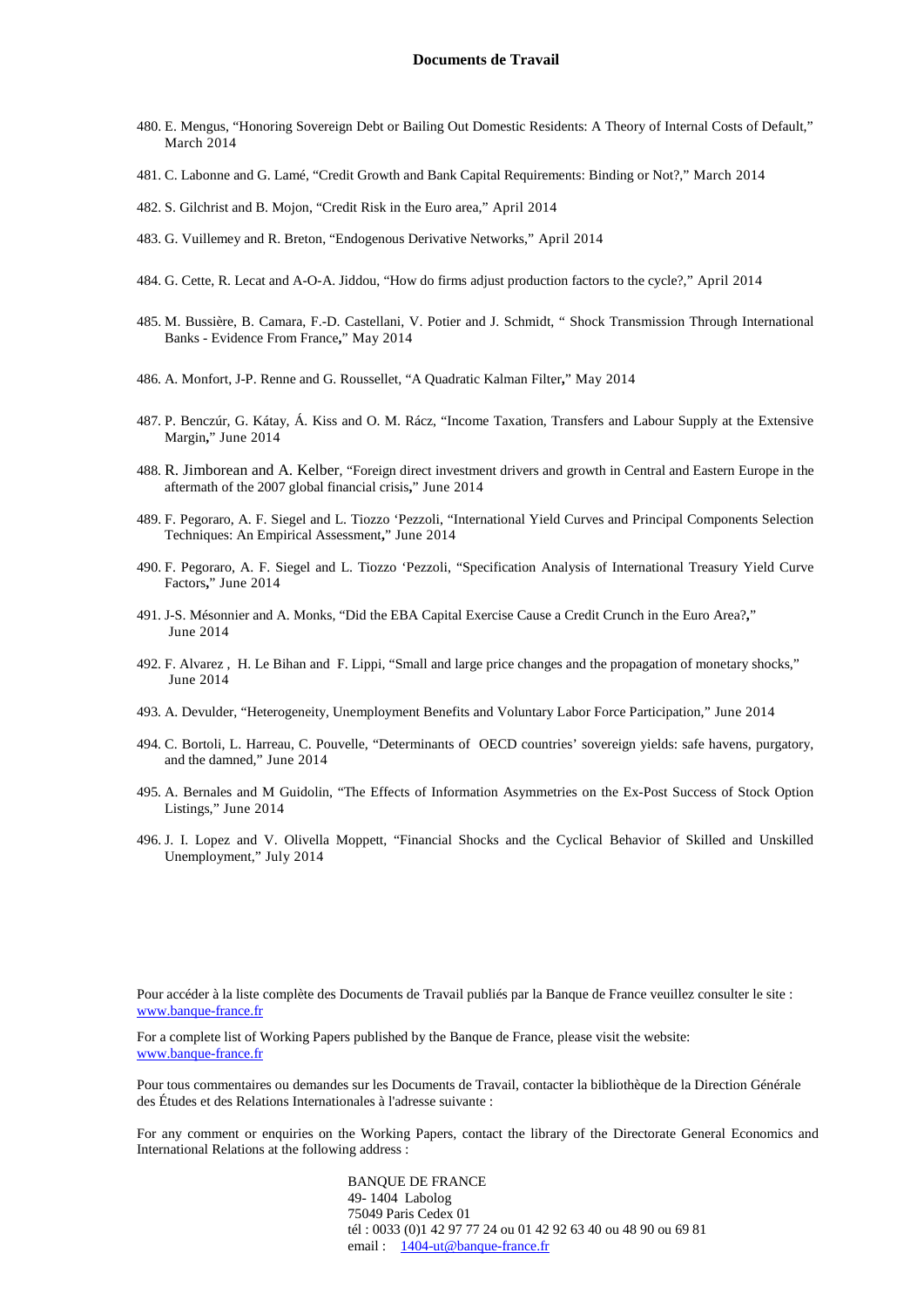**Documents de Travail**

480. E. Mengus, "Honoring Sovereign Debt or Bailing Out Domestic Residents: A Theory of Internal Costs of Default," March 2014

481. C. Labonne and G. Lamé, "Credit Growth and Bank Capital Requirements: Binding or Not?," March 2014

482. S. Gilchrist and B. Mojon, "Credit Risk in the Euro area," April 2014

483. G. Vuillemey and R. Breton, "Endogenous Derivative Networks," April 2014

484. G. Cette, R. Lecat and A-O-A. Jiddou, "How do firms adjust production factors to the cycle?," April 2014

485. M. Bussière, B. Camara, F.-D. Castellani, V. Potier and J. Schmidt, " Shock Transmission Through International Banks - Evidence From France**,**" May 2014

486. A. Monfort, J-P. Renne and G. Roussellet, "A Quadratic Kalman Filter**,**" May 2014

487. P. Benczúr, G. Kátay, Á. Kiss and O. M. Rácz, "Income Taxation, Transfers and Labour Supply at the Extensive Margin**,**" June 2014

488. R. Jimborean and A. Kelber, "Foreign direct investment drivers and growth in Central and Eastern Europe in the aftermath of the 2007 global financial crisis**,**" June 2014

489. F. Pegoraro, A. F. Siegel and L. Tiozzo 'Pezzoli, "International Yield Curves and Principal Components Selection Techniques: An Empirical Assessment**,**" June 2014

490. F. Pegoraro, A. F. Siegel and L. Tiozzo 'Pezzoli, "Specification Analysis of International Treasury Yield Curve Factors**,**" June 2014

491. J-S. Mésonnier and A. Monks, "Did the EBA Capital Exercise Cause a Credit Crunch in the Euro Area?**,**" June 2014

492. F. Alvarez , H. Le Bihan and F. Lippi, "Small and large price changes and the propagation of monetary shocks," June 2014

493. A. Devulder, "Heterogeneity, Unemployment Benefits and Voluntary Labor Force Participation," June 2014

494. C. Bortoli, L. Harreau, C. Pouvelle, "Determinants of OECD countries' sovereign yields: safe havens, purgatory, and the damned," June 2014

495. A. Bernales and M Guidolin, "The Effects of Information Asymmetries on the Ex-Post Success of Stock Option Listings," June 2014

496. J. I. Lopez and V. Olivella Moppett, "Financial Shocks and the Cyclical Behavior of Skilled and Unskilled Unemployment," July 2014

Pour accéder à la liste complète des Documents de Travail publiés par la Banque de France veuillez consulter le site : www.banque-france.fr

For a complete list of Working Papers published by the Banque de France, please visit the website: www.banque-france.fr

Pour tous commentaires ou demandes sur les Documents de Travail, contacter la bibliothèque de la Direction Générale des Études et des Relations Internationales à l'adresse suivante :

For any comment or enquiries on the Working Papers, contact the library of the Directorate General Economics and International Relations at the following address :

BANQUE DE FRANCE
49- 1404 Labolog
75049 Paris Cedex 01
tél : 0033 (0)1 42 97 77 24 ou 01 42 92 63 40 ou 48 90 ou 69 81
email : 1404-ut@banque-france.fr